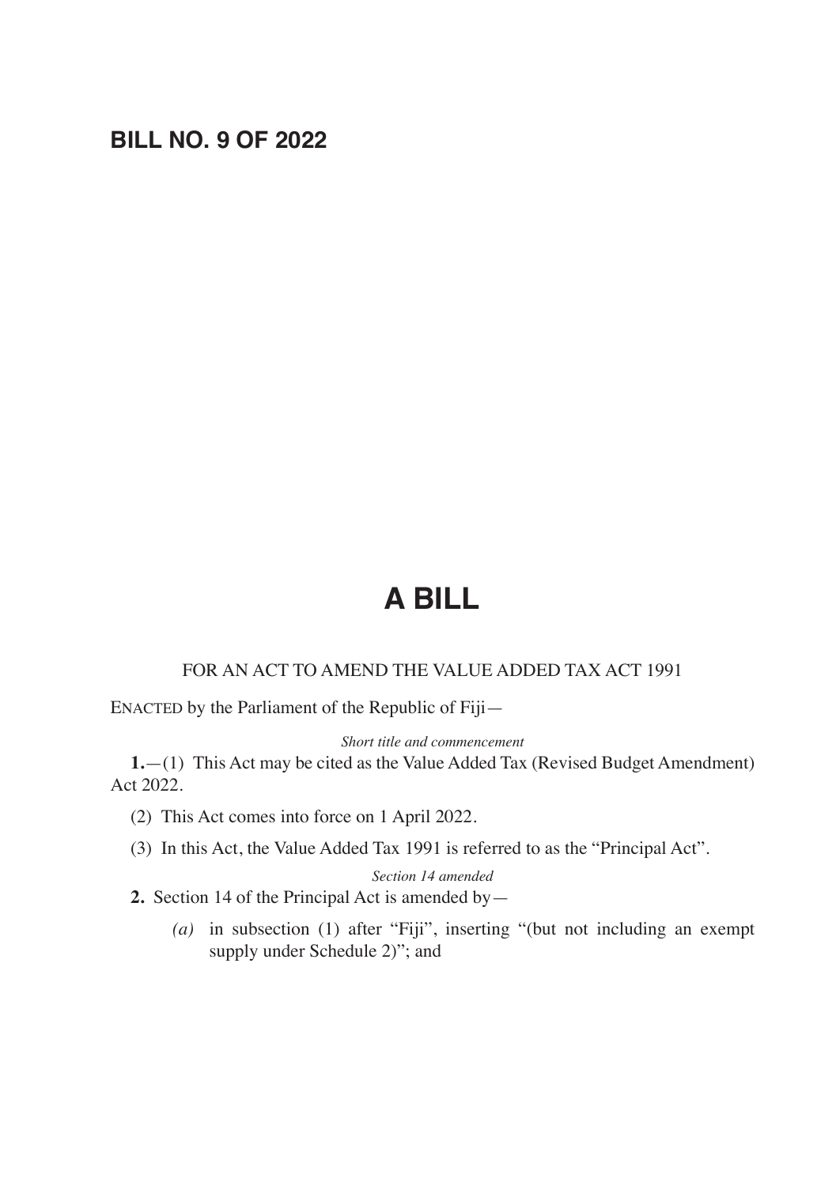# BILL NO. 9 OF 2022

# A BILL

FOR AN ACT TO AMEND THE VALUE ADDED TAX ACT 1991

ENACTED by the Parliament of the Republic of Fiji—

*Short title and commencement*

**1.**—(1) This Act may be cited as the Value Added Tax (Revised Budget Amendment) Act 2022.

(2) This Act comes into force on 1 April 2022.

(3) In this Act, the Value Added Tax 1991 is referred to as the "Principal Act".

*Section 14 amended*

**2.** Section 14 of the Principal Act is amended by—

*(a)* in subsection (1) after "Fiji", inserting "(but not including an exempt supply under Schedule 2)"; and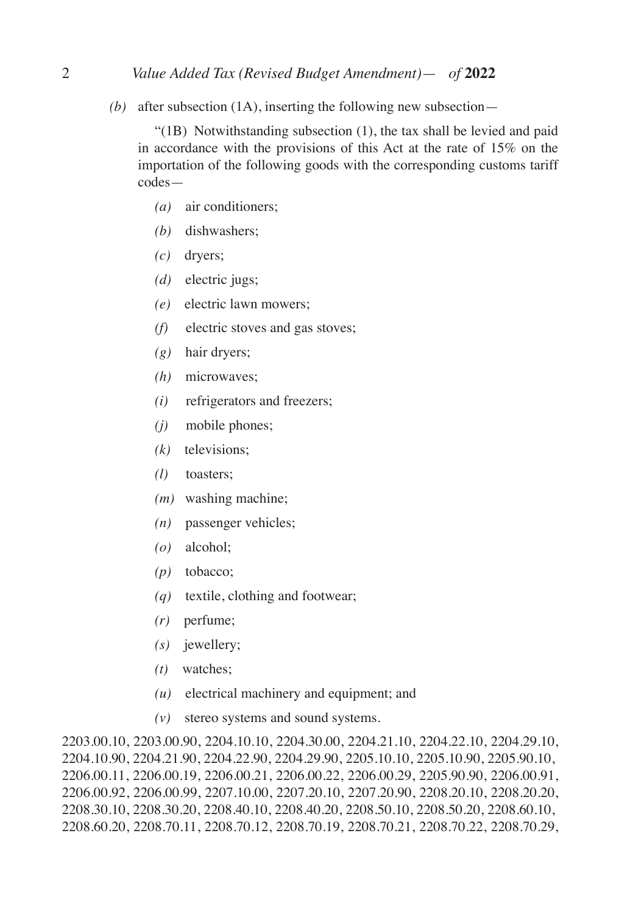*(b)* after subsection (1A), inserting the following new subsection—

"(1B) Notwithstanding subsection (1), the tax shall be levied and paid in accordance with the provisions of this Act at the rate of 15% on the importation of the following goods with the corresponding customs tariff codes—

*(a)* air conditioners;

*(b)* dishwashers;

*(c)* dryers;

*(d)* electric jugs;

*(e)* electric lawn mowers;

*(f)* electric stoves and gas stoves;

*(g)* hair dryers;

*(h)* microwaves;

*(i)* refrigerators and freezers;

*(j)* mobile phones;

*(k)* televisions;

*(l)* toasters;

*(m)* washing machine;

*(n)* passenger vehicles;

*(o)* alcohol;

*(p)* tobacco;

*(q)* textile, clothing and footwear;

*(r)* perfume;

*(s)* jewellery;

*(t)* watches;

*(u)* electrical machinery and equipment; and

*(v)* stereo systems and sound systems.

2203.00.10, 2203.00.90, 2204.10.10, 2204.30.00, 2204.21.10, 2204.22.10, 2204.29.10, 2204.10.90, 2204.21.90, 2204.22.90, 2204.29.90, 2205.10.10, 2205.10.90, 2205.90.10, 2206.00.11, 2206.00.19, 2206.00.21, 2206.00.22, 2206.00.29, 2205.90.90, 2206.00.91, 2206.00.92, 2206.00.99, 2207.10.00, 2207.20.10, 2207.20.90, 2208.20.10, 2208.20.20, 2208.30.10, 2208.30.20, 2208.40.10, 2208.40.20, 2208.50.10, 2208.50.20, 2208.60.10, 2208.60.20, 2208.70.11, 2208.70.12, 2208.70.19, 2208.70.21, 2208.70.22, 2208.70.29,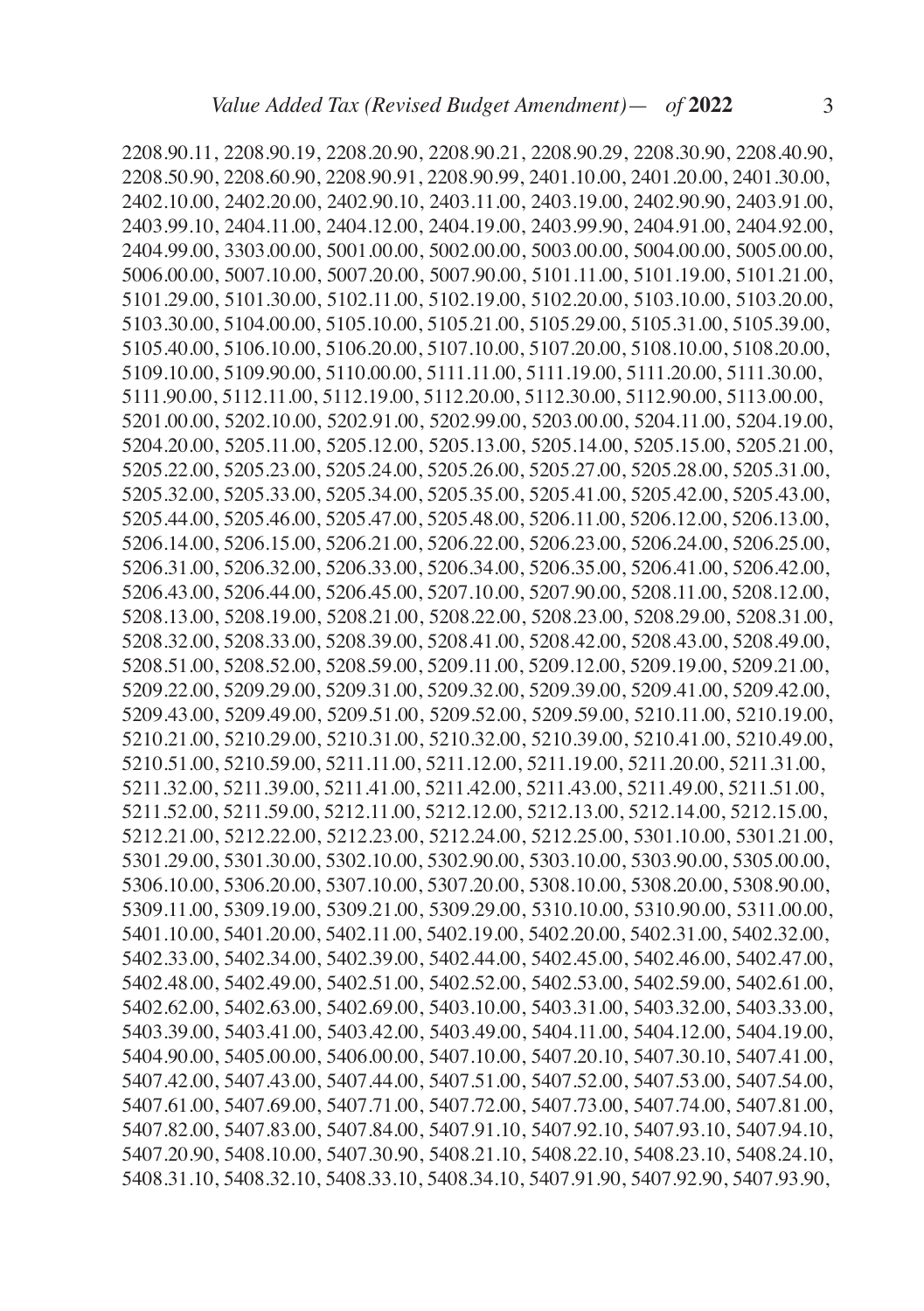2208.90.11, 2208.90.19, 2208.20.90, 2208.90.21, 2208.90.29, 2208.30.90, 2208.40.90, 2208.50.90, 2208.60.90, 2208.90.91, 2208.90.99, 2401.10.00, 2401.20.00, 2401.30.00, 2402.10.00, 2402.20.00, 2402.90.10, 2403.11.00, 2403.19.00, 2402.90.90, 2403.91.00, 2403.99.10, 2404.11.00, 2404.12.00, 2404.19.00, 2403.99.90, 2404.91.00, 2404.92.00, 2404.99.00, 3303.00.00, 5001.00.00, 5002.00.00, 5003.00.00, 5004.00.00, 5005.00.00, 5006.00.00, 5007.10.00, 5007.20.00, 5007.90.00, 5101.11.00, 5101.19.00, 5101.21.00, 5101.29.00, 5101.30.00, 5102.11.00, 5102.19.00, 5102.20.00, 5103.10.00, 5103.20.00, 5103.30.00, 5104.00.00, 5105.10.00, 5105.21.00, 5105.29.00, 5105.31.00, 5105.39.00, 5105.40.00, 5106.10.00, 5106.20.00, 5107.10.00, 5107.20.00, 5108.10.00, 5108.20.00, 5109.10.00, 5109.90.00, 5110.00.00, 5111.11.00, 5111.19.00, 5111.20.00, 5111.30.00, 5111.90.00, 5112.11.00, 5112.19.00, 5112.20.00, 5112.30.00, 5112.90.00, 5113.00.00, 5201.00.00, 5202.10.00, 5202.91.00, 5202.99.00, 5203.00.00, 5204.11.00, 5204.19.00, 5204.20.00, 5205.11.00, 5205.12.00, 5205.13.00, 5205.14.00, 5205.15.00, 5205.21.00, 5205.22.00, 5205.23.00, 5205.24.00, 5205.26.00, 5205.27.00, 5205.28.00, 5205.31.00, 5205.32.00, 5205.33.00, 5205.34.00, 5205.35.00, 5205.41.00, 5205.42.00, 5205.43.00, 5205.44.00, 5205.46.00, 5205.47.00, 5205.48.00, 5206.11.00, 5206.12.00, 5206.13.00, 5206.14.00, 5206.15.00, 5206.21.00, 5206.22.00, 5206.23.00, 5206.24.00, 5206.25.00, 5206.31.00, 5206.32.00, 5206.33.00, 5206.34.00, 5206.35.00, 5206.41.00, 5206.42.00, 5206.43.00, 5206.44.00, 5206.45.00, 5207.10.00, 5207.90.00, 5208.11.00, 5208.12.00, 5208.13.00, 5208.19.00, 5208.21.00, 5208.22.00, 5208.23.00, 5208.29.00, 5208.31.00, 5208.32.00, 5208.33.00, 5208.39.00, 5208.41.00, 5208.42.00, 5208.43.00, 5208.49.00, 5208.51.00, 5208.52.00, 5208.59.00, 5209.11.00, 5209.12.00, 5209.19.00, 5209.21.00, 5209.22.00, 5209.29.00, 5209.31.00, 5209.32.00, 5209.39.00, 5209.41.00, 5209.42.00, 5209.43.00, 5209.49.00, 5209.51.00, 5209.52.00, 5209.59.00, 5210.11.00, 5210.19.00, 5210.21.00, 5210.29.00, 5210.31.00, 5210.32.00, 5210.39.00, 5210.41.00, 5210.49.00, 5210.51.00, 5210.59.00, 5211.11.00, 5211.12.00, 5211.19.00, 5211.20.00, 5211.31.00, 5211.32.00, 5211.39.00, 5211.41.00, 5211.42.00, 5211.43.00, 5211.49.00, 5211.51.00, 5211.52.00, 5211.59.00, 5212.11.00, 5212.12.00, 5212.13.00, 5212.14.00, 5212.15.00, 5212.21.00, 5212.22.00, 5212.23.00, 5212.24.00, 5212.25.00, 5301.10.00, 5301.21.00, 5301.29.00, 5301.30.00, 5302.10.00, 5302.90.00, 5303.10.00, 5303.90.00, 5305.00.00, 5306.10.00, 5306.20.00, 5307.10.00, 5307.20.00, 5308.10.00, 5308.20.00, 5308.90.00, 5309.11.00, 5309.19.00, 5309.21.00, 5309.29.00, 5310.10.00, 5310.90.00, 5311.00.00, 5401.10.00, 5401.20.00, 5402.11.00, 5402.19.00, 5402.20.00, 5402.31.00, 5402.32.00, 5402.33.00, 5402.34.00, 5402.39.00, 5402.44.00, 5402.45.00, 5402.46.00, 5402.47.00, 5402.48.00, 5402.49.00, 5402.51.00, 5402.52.00, 5402.53.00, 5402.59.00, 5402.61.00, 5402.62.00, 5402.63.00, 5402.69.00, 5403.10.00, 5403.31.00, 5403.32.00, 5403.33.00, 5403.39.00, 5403.41.00, 5403.42.00, 5403.49.00, 5404.11.00, 5404.12.00, 5404.19.00, 5404.90.00, 5405.00.00, 5406.00.00, 5407.10.00, 5407.20.10, 5407.30.10, 5407.41.00, 5407.42.00, 5407.43.00, 5407.44.00, 5407.51.00, 5407.52.00, 5407.53.00, 5407.54.00, 5407.61.00, 5407.69.00, 5407.71.00, 5407.72.00, 5407.73.00, 5407.74.00, 5407.81.00, 5407.82.00, 5407.83.00, 5407.84.00, 5407.91.10, 5407.92.10, 5407.93.10, 5407.94.10, 5407.20.90, 5408.10.00, 5407.30.90, 5408.21.10, 5408.22.10, 5408.23.10, 5408.24.10, 5408.31.10, 5408.32.10, 5408.33.10, 5408.34.10, 5407.91.90, 5407.92.90, 5407.93.90,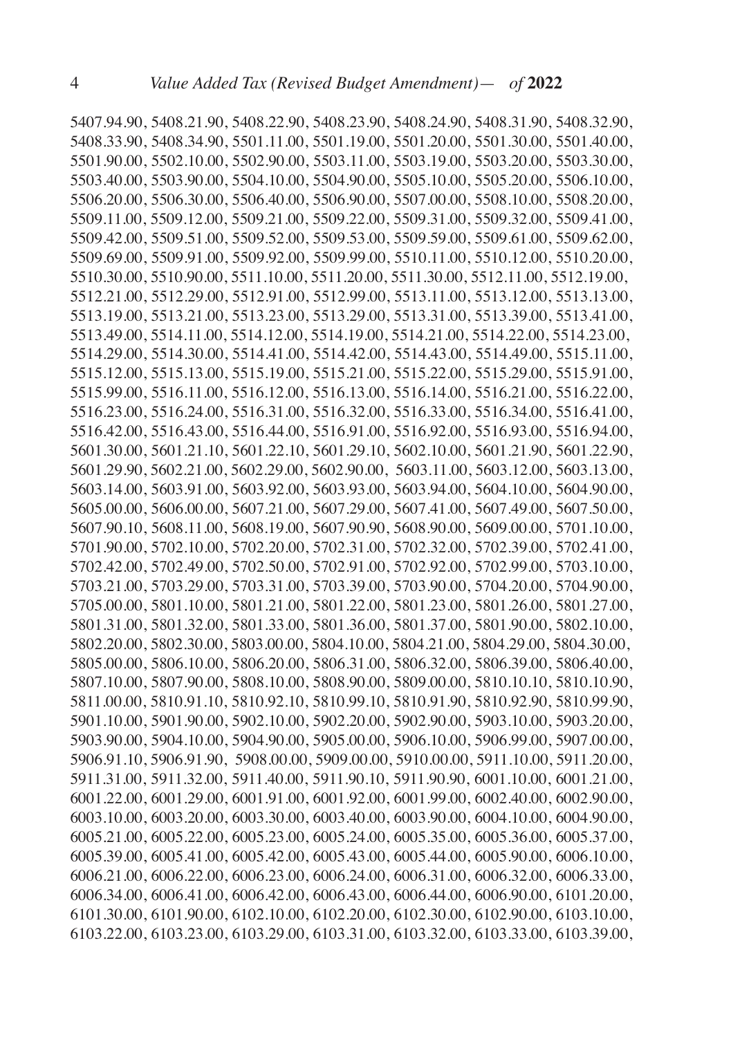5407.94.90, 5408.21.90, 5408.22.90, 5408.23.90, 5408.24.90, 5408.31.90, 5408.32.90, 5408.33.90, 5408.34.90, 5501.11.00, 5501.19.00, 5501.20.00, 5501.30.00, 5501.40.00, 5501.90.00, 5502.10.00, 5502.90.00, 5503.11.00, 5503.19.00, 5503.20.00, 5503.30.00, 5503.40.00, 5503.90.00, 5504.10.00, 5504.90.00, 5505.10.00, 5505.20.00, 5506.10.00, 5506.20.00, 5506.30.00, 5506.40.00, 5506.90.00, 5507.00.00, 5508.10.00, 5508.20.00, 5509.11.00, 5509.12.00, 5509.21.00, 5509.22.00, 5509.31.00, 5509.32.00, 5509.41.00, 5509.42.00, 5509.51.00, 5509.52.00, 5509.53.00, 5509.59.00, 5509.61.00, 5509.62.00, 5509.69.00, 5509.91.00, 5509.92.00, 5509.99.00, 5510.11.00, 5510.12.00, 5510.20.00, 5510.30.00, 5510.90.00, 5511.10.00, 5511.20.00, 5511.30.00, 5512.11.00, 5512.19.00, 5512.21.00, 5512.29.00, 5512.91.00, 5512.99.00, 5513.11.00, 5513.12.00, 5513.13.00, 5513.19.00, 5513.21.00, 5513.23.00, 5513.29.00, 5513.31.00, 5513.39.00, 5513.41.00, 5513.49.00, 5514.11.00, 5514.12.00, 5514.19.00, 5514.21.00, 5514.22.00, 5514.23.00, 5514.29.00, 5514.30.00, 5514.41.00, 5514.42.00, 5514.43.00, 5514.49.00, 5515.11.00, 5515.12.00, 5515.13.00, 5515.19.00, 5515.21.00, 5515.22.00, 5515.29.00, 5515.91.00, 5515.99.00, 5516.11.00, 5516.12.00, 5516.13.00, 5516.14.00, 5516.21.00, 5516.22.00, 5516.23.00, 5516.24.00, 5516.31.00, 5516.32.00, 5516.33.00, 5516.34.00, 5516.41.00, 5516.42.00, 5516.43.00, 5516.44.00, 5516.91.00, 5516.92.00, 5516.93.00, 5516.94.00, 5601.30.00, 5601.21.10, 5601.22.10, 5601.29.10, 5602.10.00, 5601.21.90, 5601.22.90, 5601.29.90, 5602.21.00, 5602.29.00, 5602.90.00, 5603.11.00, 5603.12.00, 5603.13.00, 5603.14.00, 5603.91.00, 5603.92.00, 5603.93.00, 5603.94.00, 5604.10.00, 5604.90.00, 5605.00.00, 5606.00.00, 5607.21.00, 5607.29.00, 5607.41.00, 5607.49.00, 5607.50.00, 5607.90.10, 5608.11.00, 5608.19.00, 5607.90.90, 5608.90.00, 5609.00.00, 5701.10.00, 5701.90.00, 5702.10.00, 5702.20.00, 5702.31.00, 5702.32.00, 5702.39.00, 5702.41.00, 5702.42.00, 5702.49.00, 5702.50.00, 5702.91.00, 5702.92.00, 5702.99.00, 5703.10.00, 5703.21.00, 5703.29.00, 5703.31.00, 5703.39.00, 5703.90.00, 5704.20.00, 5704.90.00, 5705.00.00, 5801.10.00, 5801.21.00, 5801.22.00, 5801.23.00, 5801.26.00, 5801.27.00, 5801.31.00, 5801.32.00, 5801.33.00, 5801.36.00, 5801.37.00, 5801.90.00, 5802.10.00, 5802.20.00, 5802.30.00, 5803.00.00, 5804.10.00, 5804.21.00, 5804.29.00, 5804.30.00, 5805.00.00, 5806.10.00, 5806.20.00, 5806.31.00, 5806.32.00, 5806.39.00, 5806.40.00, 5807.10.00, 5807.90.00, 5808.10.00, 5808.90.00, 5809.00.00, 5810.10.10, 5810.10.90, 5811.00.00, 5810.91.10, 5810.92.10, 5810.99.10, 5810.91.90, 5810.92.90, 5810.99.90, 5901.10.00, 5901.90.00, 5902.10.00, 5902.20.00, 5902.90.00, 5903.10.00, 5903.20.00, 5903.90.00, 5904.10.00, 5904.90.00, 5905.00.00, 5906.10.00, 5906.99.00, 5907.00.00, 5906.91.10, 5906.91.90, 5908.00.00, 5909.00.00, 5910.00.00, 5911.10.00, 5911.20.00, 5911.31.00, 5911.32.00, 5911.40.00, 5911.90.10, 5911.90.90, 6001.10.00, 6001.21.00, 6001.22.00, 6001.29.00, 6001.91.00, 6001.92.00, 6001.99.00, 6002.40.00, 6002.90.00, 6003.10.00, 6003.20.00, 6003.30.00, 6003.40.00, 6003.90.00, 6004.10.00, 6004.90.00, 6005.21.00, 6005.22.00, 6005.23.00, 6005.24.00, 6005.35.00, 6005.36.00, 6005.37.00, 6005.39.00, 6005.41.00, 6005.42.00, 6005.43.00, 6005.44.00, 6005.90.00, 6006.10.00, 6006.21.00, 6006.22.00, 6006.23.00, 6006.24.00, 6006.31.00, 6006.32.00, 6006.33.00, 6006.34.00, 6006.41.00, 6006.42.00, 6006.43.00, 6006.44.00, 6006.90.00, 6101.20.00, 6101.30.00, 6101.90.00, 6102.10.00, 6102.20.00, 6102.30.00, 6102.90.00, 6103.10.00, 6103.22.00, 6103.23.00, 6103.29.00, 6103.31.00, 6103.32.00, 6103.33.00, 6103.39.00,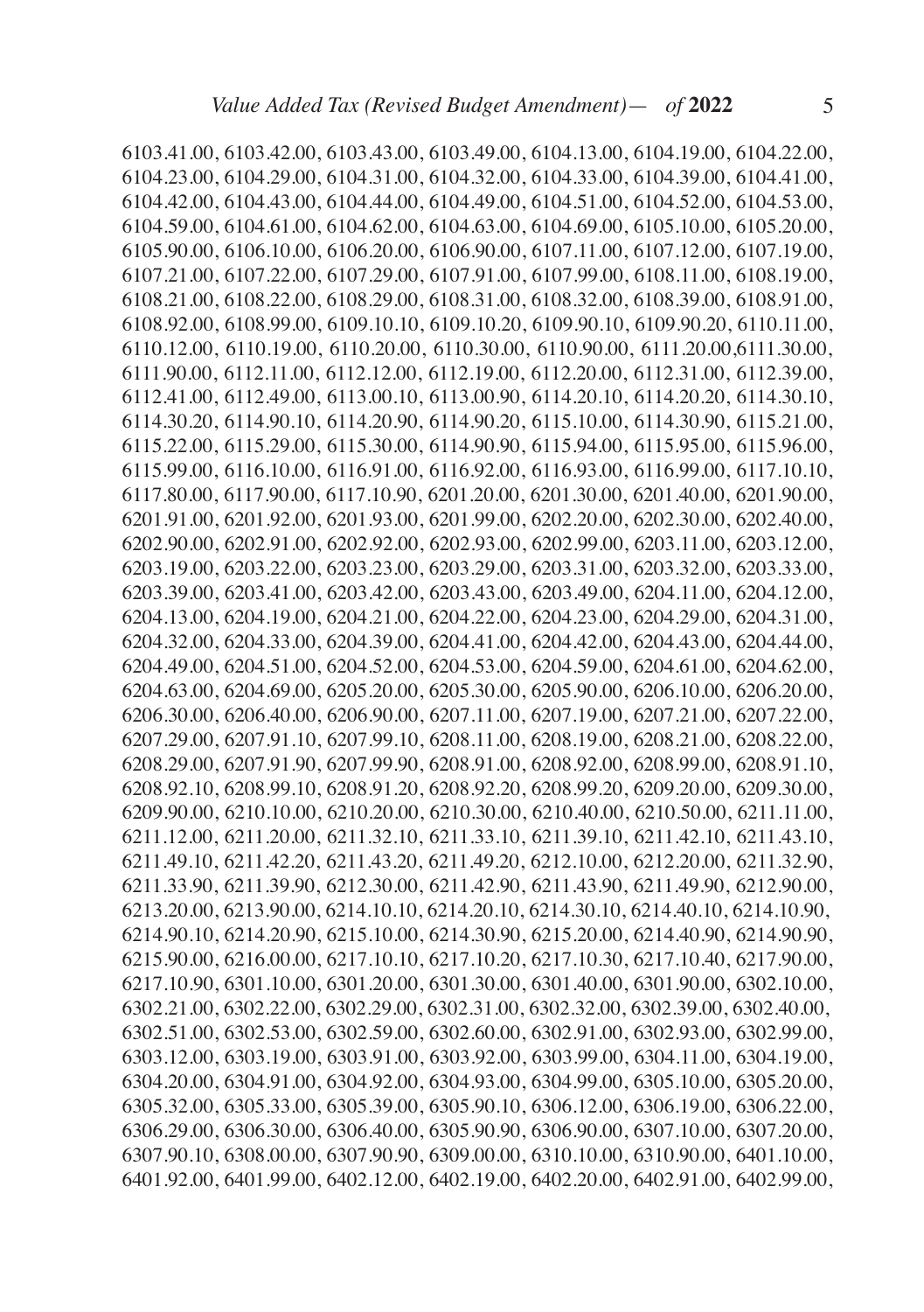6103.41.00, 6103.42.00, 6103.43.00, 6103.49.00, 6104.13.00, 6104.19.00, 6104.22.00, 6104.23.00, 6104.29.00, 6104.31.00, 6104.32.00, 6104.33.00, 6104.39.00, 6104.41.00, 6104.42.00, 6104.43.00, 6104.44.00, 6104.49.00, 6104.51.00, 6104.52.00, 6104.53.00, 6104.59.00, 6104.61.00, 6104.62.00, 6104.63.00, 6104.69.00, 6105.10.00, 6105.20.00, 6105.90.00, 6106.10.00, 6106.20.00, 6106.90.00, 6107.11.00, 6107.12.00, 6107.19.00, 6107.21.00, 6107.22.00, 6107.29.00, 6107.91.00, 6107.99.00, 6108.11.00, 6108.19.00, 6108.21.00, 6108.22.00, 6108.29.00, 6108.31.00, 6108.32.00, 6108.39.00, 6108.91.00, 6108.92.00, 6108.99.00, 6109.10.10, 6109.10.20, 6109.90.10, 6109.90.20, 6110.11.00, 6110.12.00, 6110.19.00, 6110.20.00, 6110.30.00, 6110.90.00, 6111.20.00,6111.30.00, 6111.90.00, 6112.11.00, 6112.12.00, 6112.19.00, 6112.20.00, 6112.31.00, 6112.39.00, 6112.41.00, 6112.49.00, 6113.00.10, 6113.00.90, 6114.20.10, 6114.20.20, 6114.30.10, 6114.30.20, 6114.90.10, 6114.20.90, 6114.90.20, 6115.10.00, 6114.30.90, 6115.21.00, 6115.22.00, 6115.29.00, 6115.30.00, 6114.90.90, 6115.94.00, 6115.95.00, 6115.96.00, 6115.99.00, 6116.10.00, 6116.91.00, 6116.92.00, 6116.93.00, 6116.99.00, 6117.10.10, 6117.80.00, 6117.90.00, 6117.10.90, 6201.20.00, 6201.30.00, 6201.40.00, 6201.90.00, 6201.91.00, 6201.92.00, 6201.93.00, 6201.99.00, 6202.20.00, 6202.30.00, 6202.40.00, 6202.90.00, 6202.91.00, 6202.92.00, 6202.93.00, 6202.99.00, 6203.11.00, 6203.12.00, 6203.19.00, 6203.22.00, 6203.23.00, 6203.29.00, 6203.31.00, 6203.32.00, 6203.33.00, 6203.39.00, 6203.41.00, 6203.42.00, 6203.43.00, 6203.49.00, 6204.11.00, 6204.12.00, 6204.13.00, 6204.19.00, 6204.21.00, 6204.22.00, 6204.23.00, 6204.29.00, 6204.31.00, 6204.32.00, 6204.33.00, 6204.39.00, 6204.41.00, 6204.42.00, 6204.43.00, 6204.44.00, 6204.49.00, 6204.51.00, 6204.52.00, 6204.53.00, 6204.59.00, 6204.61.00, 6204.62.00, 6204.63.00, 6204.69.00, 6205.20.00, 6205.30.00, 6205.90.00, 6206.10.00, 6206.20.00, 6206.30.00, 6206.40.00, 6206.90.00, 6207.11.00, 6207.19.00, 6207.21.00, 6207.22.00, 6207.29.00, 6207.91.10, 6207.99.10, 6208.11.00, 6208.19.00, 6208.21.00, 6208.22.00, 6208.29.00, 6207.91.90, 6207.99.90, 6208.91.00, 6208.92.00, 6208.99.00, 6208.91.10, 6208.92.10, 6208.99.10, 6208.91.20, 6208.92.20, 6208.99.20, 6209.20.00, 6209.30.00, 6209.90.00, 6210.10.00, 6210.20.00, 6210.30.00, 6210.40.00, 6210.50.00, 6211.11.00, 6211.12.00, 6211.20.00, 6211.32.10, 6211.33.10, 6211.39.10, 6211.42.10, 6211.43.10, 6211.49.10, 6211.42.20, 6211.43.20, 6211.49.20, 6212.10.00, 6212.20.00, 6211.32.90, 6211.33.90, 6211.39.90, 6212.30.00, 6211.42.90, 6211.43.90, 6211.49.90, 6212.90.00, 6213.20.00, 6213.90.00, 6214.10.10, 6214.20.10, 6214.30.10, 6214.40.10, 6214.10.90, 6214.90.10, 6214.20.90, 6215.10.00, 6214.30.90, 6215.20.00, 6214.40.90, 6214.90.90, 6215.90.00, 6216.00.00, 6217.10.10, 6217.10.20, 6217.10.30, 6217.10.40, 6217.90.00, 6217.10.90, 6301.10.00, 6301.20.00, 6301.30.00, 6301.40.00, 6301.90.00, 6302.10.00, 6302.21.00, 6302.22.00, 6302.29.00, 6302.31.00, 6302.32.00, 6302.39.00, 6302.40.00, 6302.51.00, 6302.53.00, 6302.59.00, 6302.60.00, 6302.91.00, 6302.93.00, 6302.99.00, 6303.12.00, 6303.19.00, 6303.91.00, 6303.92.00, 6303.99.00, 6304.11.00, 6304.19.00, 6304.20.00, 6304.91.00, 6304.92.00, 6304.93.00, 6304.99.00, 6305.10.00, 6305.20.00, 6305.32.00, 6305.33.00, 6305.39.00, 6305.90.10, 6306.12.00, 6306.19.00, 6306.22.00, 6306.29.00, 6306.30.00, 6306.40.00, 6305.90.90, 6306.90.00, 6307.10.00, 6307.20.00, 6307.90.10, 6308.00.00, 6307.90.90, 6309.00.00, 6310.10.00, 6310.90.00, 6401.10.00, 6401.92.00, 6401.99.00, 6402.12.00, 6402.19.00, 6402.20.00, 6402.91.00, 6402.99.00,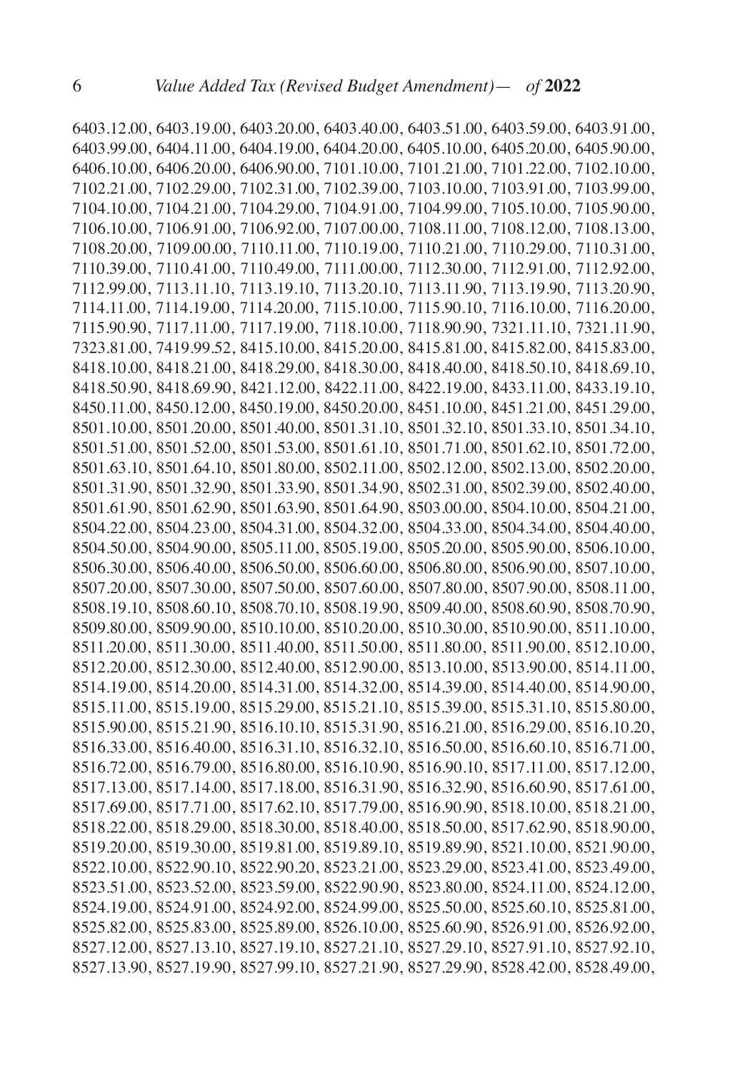6403.12.00, 6403.19.00, 6403.20.00, 6403.40.00, 6403.51.00, 6403.59.00, 6403.91.00, 6403.99.00, 6404.11.00, 6404.19.00, 6404.20.00, 6405.10.00, 6405.20.00, 6405.90.00, 6406.10.00, 6406.20.00, 6406.90.00, 7101.10.00, 7101.21.00, 7101.22.00, 7102.10.00, 7102.21.00, 7102.29.00, 7102.31.00, 7102.39.00, 7103.10.00, 7103.91.00, 7103.99.00, 7104.10.00, 7104.21.00, 7104.29.00, 7104.91.00, 7104.99.00, 7105.10.00, 7105.90.00, 7106.10.00, 7106.91.00, 7106.92.00, 7107.00.00, 7108.11.00, 7108.12.00, 7108.13.00, 7108.20.00, 7109.00.00, 7110.11.00, 7110.19.00, 7110.21.00, 7110.29.00, 7110.31.00, 7110.39.00, 7110.41.00, 7110.49.00, 7111.00.00, 7112.30.00, 7112.91.00, 7112.92.00, 7112.99.00, 7113.11.10, 7113.19.10, 7113.20.10, 7113.11.90, 7113.19.90, 7113.20.90, 7114.11.00, 7114.19.00, 7114.20.00, 7115.10.00, 7115.90.10, 7116.10.00, 7116.20.00, 7115.90.90, 7117.11.00, 7117.19.00, 7118.10.00, 7118.90.90, 7321.11.10, 7321.11.90, 7323.81.00, 7419.99.52, 8415.10.00, 8415.20.00, 8415.81.00, 8415.82.00, 8415.83.00, 8418.10.00, 8418.21.00, 8418.29.00, 8418.30.00, 8418.40.00, 8418.50.10, 8418.69.10, 8418.50.90, 8418.69.90, 8421.12.00, 8422.11.00, 8422.19.00, 8433.11.00, 8433.19.10, 8450.11.00, 8450.12.00, 8450.19.00, 8450.20.00, 8451.10.00, 8451.21.00, 8451.29.00, 8501.10.00, 8501.20.00, 8501.40.00, 8501.31.10, 8501.32.10, 8501.33.10, 8501.34.10, 8501.51.00, 8501.52.00, 8501.53.00, 8501.61.10, 8501.71.00, 8501.62.10, 8501.72.00, 8501.63.10, 8501.64.10, 8501.80.00, 8502.11.00, 8502.12.00, 8502.13.00, 8502.20.00, 8501.31.90, 8501.32.90, 8501.33.90, 8501.34.90, 8502.31.00, 8502.39.00, 8502.40.00, 8501.61.90, 8501.62.90, 8501.63.90, 8501.64.90, 8503.00.00, 8504.10.00, 8504.21.00, 8504.22.00, 8504.23.00, 8504.31.00, 8504.32.00, 8504.33.00, 8504.34.00, 8504.40.00, 8504.50.00, 8504.90.00, 8505.11.00, 8505.19.00, 8505.20.00, 8505.90.00, 8506.10.00, 8506.30.00, 8506.40.00, 8506.50.00, 8506.60.00, 8506.80.00, 8506.90.00, 8507.10.00, 8507.20.00, 8507.30.00, 8507.50.00, 8507.60.00, 8507.80.00, 8507.90.00, 8508.11.00, 8508.19.10, 8508.60.10, 8508.70.10, 8508.19.90, 8509.40.00, 8508.60.90, 8508.70.90, 8509.80.00, 8509.90.00, 8510.10.00, 8510.20.00, 8510.30.00, 8510.90.00, 8511.10.00, 8511.20.00, 8511.30.00, 8511.40.00, 8511.50.00, 8511.80.00, 8511.90.00, 8512.10.00, 8512.20.00, 8512.30.00, 8512.40.00, 8512.90.00, 8513.10.00, 8513.90.00, 8514.11.00, 8514.19.00, 8514.20.00, 8514.31.00, 8514.32.00, 8514.39.00, 8514.40.00, 8514.90.00, 8515.11.00, 8515.19.00, 8515.29.00, 8515.21.10, 8515.39.00, 8515.31.10, 8515.80.00, 8515.90.00, 8515.21.90, 8516.10.10, 8515.31.90, 8516.21.00, 8516.29.00, 8516.10.20, 8516.33.00, 8516.40.00, 8516.31.10, 8516.32.10, 8516.50.00, 8516.60.10, 8516.71.00, 8516.72.00, 8516.79.00, 8516.80.00, 8516.10.90, 8516.90.10, 8517.11.00, 8517.12.00, 8517.13.00, 8517.14.00, 8517.18.00, 8516.31.90, 8516.32.90, 8516.60.90, 8517.61.00, 8517.69.00, 8517.71.00, 8517.62.10, 8517.79.00, 8516.90.90, 8518.10.00, 8518.21.00, 8518.22.00, 8518.29.00, 8518.30.00, 8518.40.00, 8518.50.00, 8517.62.90, 8518.90.00, 8519.20.00, 8519.30.00, 8519.81.00, 8519.89.10, 8519.89.90, 8521.10.00, 8521.90.00, 8522.10.00, 8522.90.10, 8522.90.20, 8523.21.00, 8523.29.00, 8523.41.00, 8523.49.00, 8523.51.00, 8523.52.00, 8523.59.00, 8522.90.90, 8523.80.00, 8524.11.00, 8524.12.00, 8524.19.00, 8524.91.00, 8524.92.00, 8524.99.00, 8525.50.00, 8525.60.10, 8525.81.00, 8525.82.00, 8525.83.00, 8525.89.00, 8526.10.00, 8525.60.90, 8526.91.00, 8526.92.00, 8527.12.00, 8527.13.10, 8527.19.10, 8527.21.10, 8527.29.10, 8527.91.10, 8527.92.10, 8527.13.90, 8527.19.90, 8527.99.10, 8527.21.90, 8527.29.90, 8528.42.00, 8528.49.00,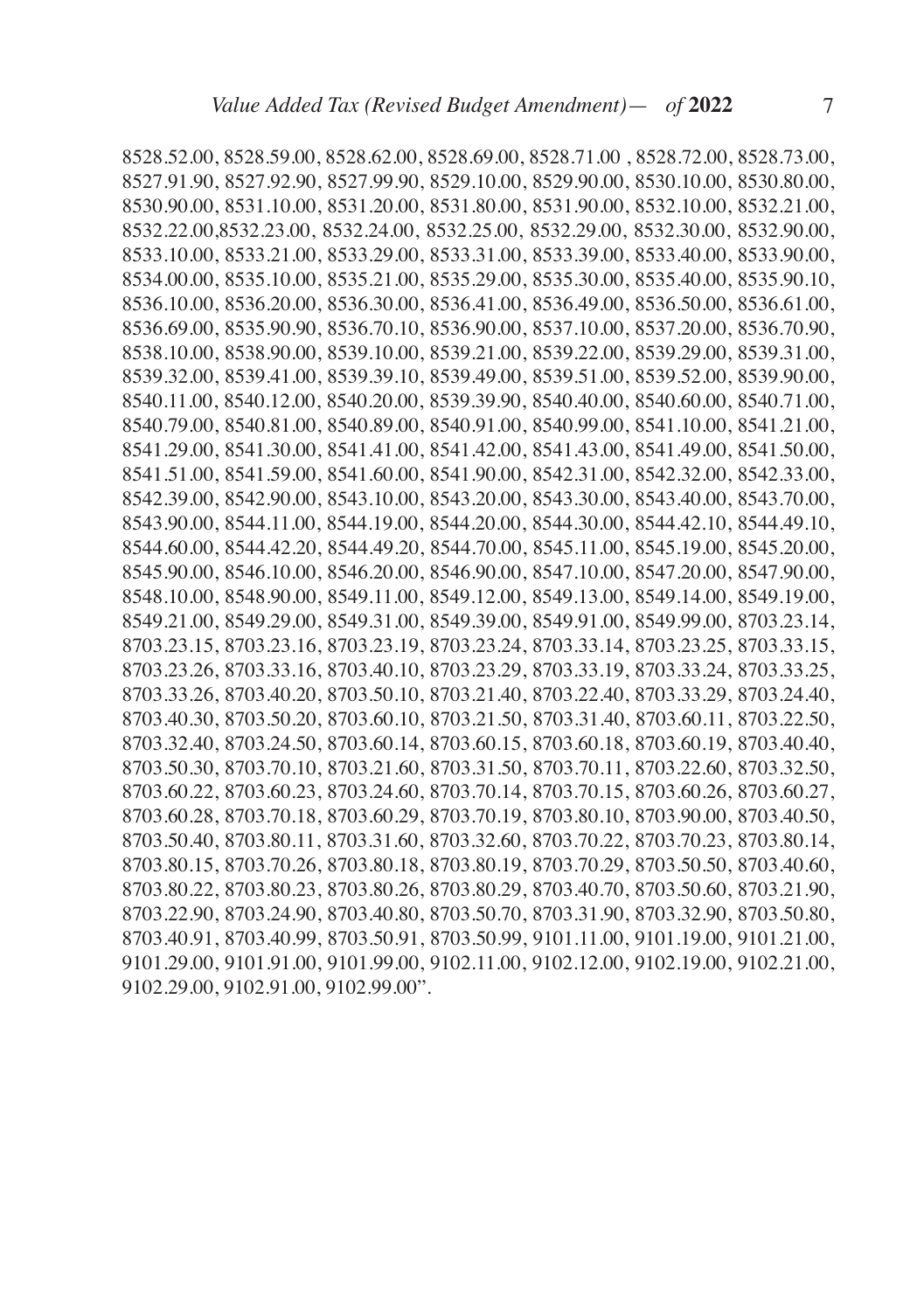8528.52.00, 8528.59.00, 8528.62.00, 8528.69.00, 8528.71.00 , 8528.72.00, 8528.73.00, 8527.91.90, 8527.92.90, 8527.99.90, 8529.10.00, 8529.90.00, 8530.10.00, 8530.80.00, 8530.90.00, 8531.10.00, 8531.20.00, 8531.80.00, 8531.90.00, 8532.10.00, 8532.21.00, 8532.22.00,8532.23.00, 8532.24.00, 8532.25.00, 8532.29.00, 8532.30.00, 8532.90.00, 8533.10.00, 8533.21.00, 8533.29.00, 8533.31.00, 8533.39.00, 8533.40.00, 8533.90.00, 8534.00.00, 8535.10.00, 8535.21.00, 8535.29.00, 8535.30.00, 8535.40.00, 8535.90.10, 8536.10.00, 8536.20.00, 8536.30.00, 8536.41.00, 8536.49.00, 8536.50.00, 8536.61.00, 8536.69.00, 8535.90.90, 8536.70.10, 8536.90.00, 8537.10.00, 8537.20.00, 8536.70.90, 8538.10.00, 8538.90.00, 8539.10.00, 8539.21.00, 8539.22.00, 8539.29.00, 8539.31.00, 8539.32.00, 8539.41.00, 8539.39.10, 8539.49.00, 8539.51.00, 8539.52.00, 8539.90.00, 8540.11.00, 8540.12.00, 8540.20.00, 8539.39.90, 8540.40.00, 8540.60.00, 8540.71.00, 8540.79.00, 8540.81.00, 8540.89.00, 8540.91.00, 8540.99.00, 8541.10.00, 8541.21.00, 8541.29.00, 8541.30.00, 8541.41.00, 8541.42.00, 8541.43.00, 8541.49.00, 8541.50.00, 8541.51.00, 8541.59.00, 8541.60.00, 8541.90.00, 8542.31.00, 8542.32.00, 8542.33.00, 8542.39.00, 8542.90.00, 8543.10.00, 8543.20.00, 8543.30.00, 8543.40.00, 8543.70.00, 8543.90.00, 8544.11.00, 8544.19.00, 8544.20.00, 8544.30.00, 8544.42.10, 8544.49.10, 8544.60.00, 8544.42.20, 8544.49.20, 8544.70.00, 8545.11.00, 8545.19.00, 8545.20.00, 8545.90.00, 8546.10.00, 8546.20.00, 8546.90.00, 8547.10.00, 8547.20.00, 8547.90.00, 8548.10.00, 8548.90.00, 8549.11.00, 8549.12.00, 8549.13.00, 8549.14.00, 8549.19.00, 8549.21.00, 8549.29.00, 8549.31.00, 8549.39.00, 8549.91.00, 8549.99.00, 8703.23.14, 8703.23.15, 8703.23.16, 8703.23.19, 8703.23.24, 8703.33.14, 8703.23.25, 8703.33.15, 8703.23.26, 8703.33.16, 8703.40.10, 8703.23.29, 8703.33.19, 8703.33.24, 8703.33.25, 8703.33.26, 8703.40.20, 8703.50.10, 8703.21.40, 8703.22.40, 8703.33.29, 8703.24.40, 8703.40.30, 8703.50.20, 8703.60.10, 8703.21.50, 8703.31.40, 8703.60.11, 8703.22.50, 8703.32.40, 8703.24.50, 8703.60.14, 8703.60.15, 8703.60.18, 8703.60.19, 8703.40.40, 8703.50.30, 8703.70.10, 8703.21.60, 8703.31.50, 8703.70.11, 8703.22.60, 8703.32.50, 8703.60.22, 8703.60.23, 8703.24.60, 8703.70.14, 8703.70.15, 8703.60.26, 8703.60.27, 8703.60.28, 8703.70.18, 8703.60.29, 8703.70.19, 8703.80.10, 8703.90.00, 8703.40.50, 8703.50.40, 8703.80.11, 8703.31.60, 8703.32.60, 8703.70.22, 8703.70.23, 8703.80.14, 8703.80.15, 8703.70.26, 8703.80.18, 8703.80.19, 8703.70.29, 8703.50.50, 8703.40.60, 8703.80.22, 8703.80.23, 8703.80.26, 8703.80.29, 8703.40.70, 8703.50.60, 8703.21.90, 8703.22.90, 8703.24.90, 8703.40.80, 8703.50.70, 8703.31.90, 8703.32.90, 8703.50.80, 8703.40.91, 8703.40.99, 8703.50.91, 8703.50.99, 9101.11.00, 9101.19.00, 9101.21.00, 9101.29.00, 9101.91.00, 9101.99.00, 9102.11.00, 9102.12.00, 9102.19.00, 9102.21.00, 9102.29.00, 9102.91.00, 9102.99.00".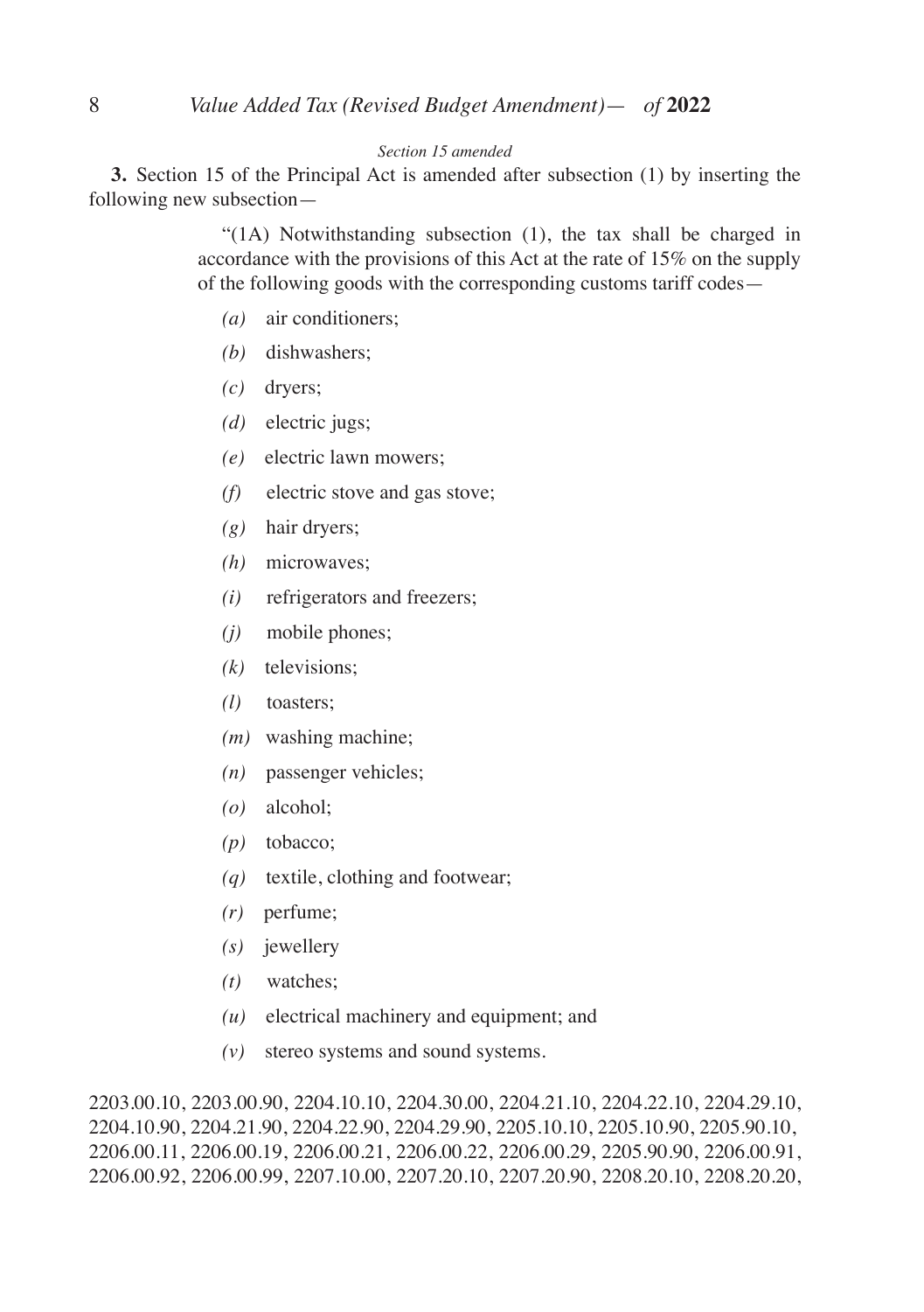*Section 15 amended*

**3.** Section 15 of the Principal Act is amended after subsection (1) by inserting the following new subsection—

> "(1A) Notwithstanding subsection (1), the tax shall be charged in accordance with the provisions of this Act at the rate of 15% on the supply of the following goods with the corresponding customs tariff codes—
>
> *(a)* air conditioners;
>
> *(b)* dishwashers;
>
> *(c)* dryers;
>
> *(d)* electric jugs;
>
> *(e)* electric lawn mowers;
>
> *(f)* electric stove and gas stove;
>
> *(g)* hair dryers;
>
> *(h)* microwaves;
>
> *(i)* refrigerators and freezers;
>
> *(j)* mobile phones;
>
> *(k)* televisions;
>
> *(l)* toasters;
>
> *(m)* washing machine;
>
> *(n)* passenger vehicles;
>
> *(o)* alcohol;
>
> *(p)* tobacco;
>
> *(q)* textile, clothing and footwear;
>
> *(r)* perfume;
>
> *(s)* jewellery
>
> *(t)* watches;
>
> *(u)* electrical machinery and equipment; and
>
> *(v)* stereo systems and sound systems.

2203.00.10, 2203.00.90, 2204.10.10, 2204.30.00, 2204.21.10, 2204.22.10, 2204.29.10, 2204.10.90, 2204.21.90, 2204.22.90, 2204.29.90, 2205.10.10, 2205.10.90, 2205.90.10, 2206.00.11, 2206.00.19, 2206.00.21, 2206.00.22, 2206.00.29, 2205.90.90, 2206.00.91, 2206.00.92, 2206.00.99, 2207.10.00, 2207.20.10, 2207.20.90, 2208.20.10, 2208.20.20,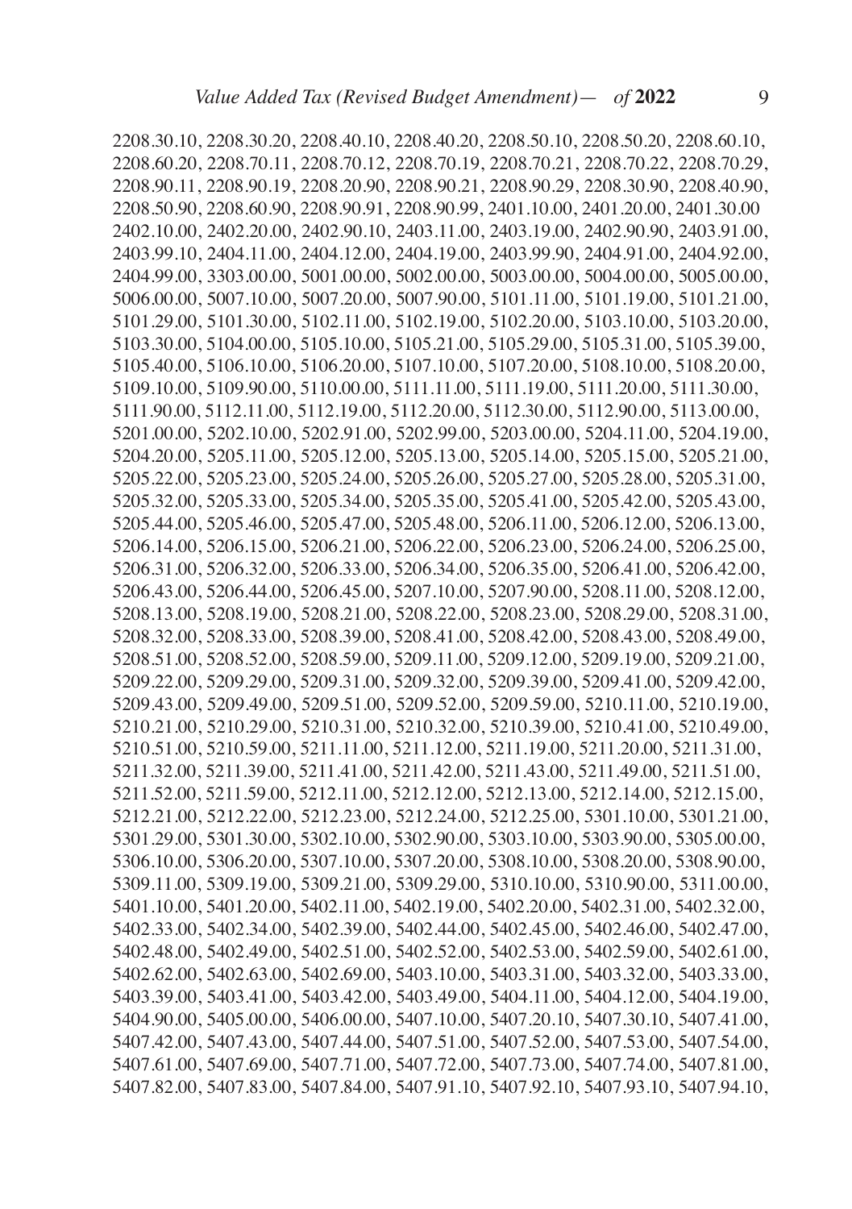2208.30.10, 2208.30.20, 2208.40.10, 2208.40.20, 2208.50.10, 2208.50.20, 2208.60.10, 2208.60.20, 2208.70.11, 2208.70.12, 2208.70.19, 2208.70.21, 2208.70.22, 2208.70.29, 2208.90.11, 2208.90.19, 2208.20.90, 2208.90.21, 2208.90.29, 2208.30.90, 2208.40.90, 2208.50.90, 2208.60.90, 2208.90.91, 2208.90.99, 2401.10.00, 2401.20.00, 2401.30.00 2402.10.00, 2402.20.00, 2402.90.10, 2403.11.00, 2403.19.00, 2402.90.90, 2403.91.00, 2403.99.10, 2404.11.00, 2404.12.00, 2404.19.00, 2403.99.90, 2404.91.00, 2404.92.00, 2404.99.00, 3303.00.00, 5001.00.00, 5002.00.00, 5003.00.00, 5004.00.00, 5005.00.00, 5006.00.00, 5007.10.00, 5007.20.00, 5007.90.00, 5101.11.00, 5101.19.00, 5101.21.00, 5101.29.00, 5101.30.00, 5102.11.00, 5102.19.00, 5102.20.00, 5103.10.00, 5103.20.00, 5103.30.00, 5104.00.00, 5105.10.00, 5105.21.00, 5105.29.00, 5105.31.00, 5105.39.00, 5105.40.00, 5106.10.00, 5106.20.00, 5107.10.00, 5107.20.00, 5108.10.00, 5108.20.00, 5109.10.00, 5109.90.00, 5110.00.00, 5111.11.00, 5111.19.00, 5111.20.00, 5111.30.00, 5111.90.00, 5112.11.00, 5112.19.00, 5112.20.00, 5112.30.00, 5112.90.00, 5113.00.00, 5201.00.00, 5202.10.00, 5202.91.00, 5202.99.00, 5203.00.00, 5204.11.00, 5204.19.00, 5204.20.00, 5205.11.00, 5205.12.00, 5205.13.00, 5205.14.00, 5205.15.00, 5205.21.00, 5205.22.00, 5205.23.00, 5205.24.00, 5205.26.00, 5205.27.00, 5205.28.00, 5205.31.00, 5205.32.00, 5205.33.00, 5205.34.00, 5205.35.00, 5205.41.00, 5205.42.00, 5205.43.00, 5205.44.00, 5205.46.00, 5205.47.00, 5205.48.00, 5206.11.00, 5206.12.00, 5206.13.00, 5206.14.00, 5206.15.00, 5206.21.00, 5206.22.00, 5206.23.00, 5206.24.00, 5206.25.00, 5206.31.00, 5206.32.00, 5206.33.00, 5206.34.00, 5206.35.00, 5206.41.00, 5206.42.00, 5206.43.00, 5206.44.00, 5206.45.00, 5207.10.00, 5207.90.00, 5208.11.00, 5208.12.00, 5208.13.00, 5208.19.00, 5208.21.00, 5208.22.00, 5208.23.00, 5208.29.00, 5208.31.00, 5208.32.00, 5208.33.00, 5208.39.00, 5208.41.00, 5208.42.00, 5208.43.00, 5208.49.00, 5208.51.00, 5208.52.00, 5208.59.00, 5209.11.00, 5209.12.00, 5209.19.00, 5209.21.00, 5209.22.00, 5209.29.00, 5209.31.00, 5209.32.00, 5209.39.00, 5209.41.00, 5209.42.00, 5209.43.00, 5209.49.00, 5209.51.00, 5209.52.00, 5209.59.00, 5210.11.00, 5210.19.00, 5210.21.00, 5210.29.00, 5210.31.00, 5210.32.00, 5210.39.00, 5210.41.00, 5210.49.00, 5210.51.00, 5210.59.00, 5211.11.00, 5211.12.00, 5211.19.00, 5211.20.00, 5211.31.00, 5211.32.00, 5211.39.00, 5211.41.00, 5211.42.00, 5211.43.00, 5211.49.00, 5211.51.00, 5211.52.00, 5211.59.00, 5212.11.00, 5212.12.00, 5212.13.00, 5212.14.00, 5212.15.00, 5212.21.00, 5212.22.00, 5212.23.00, 5212.24.00, 5212.25.00, 5301.10.00, 5301.21.00, 5301.29.00, 5301.30.00, 5302.10.00, 5302.90.00, 5303.10.00, 5303.90.00, 5305.00.00, 5306.10.00, 5306.20.00, 5307.10.00, 5307.20.00, 5308.10.00, 5308.20.00, 5308.90.00, 5309.11.00, 5309.19.00, 5309.21.00, 5309.29.00, 5310.10.00, 5310.90.00, 5311.00.00, 5401.10.00, 5401.20.00, 5402.11.00, 5402.19.00, 5402.20.00, 5402.31.00, 5402.32.00, 5402.33.00, 5402.34.00, 5402.39.00, 5402.44.00, 5402.45.00, 5402.46.00, 5402.47.00, 5402.48.00, 5402.49.00, 5402.51.00, 5402.52.00, 5402.53.00, 5402.59.00, 5402.61.00, 5402.62.00, 5402.63.00, 5402.69.00, 5403.10.00, 5403.31.00, 5403.32.00, 5403.33.00, 5403.39.00, 5403.41.00, 5403.42.00, 5403.49.00, 5404.11.00, 5404.12.00, 5404.19.00, 5404.90.00, 5405.00.00, 5406.00.00, 5407.10.00, 5407.20.10, 5407.30.10, 5407.41.00, 5407.42.00, 5407.43.00, 5407.44.00, 5407.51.00, 5407.52.00, 5407.53.00, 5407.54.00, 5407.61.00, 5407.69.00, 5407.71.00, 5407.72.00, 5407.73.00, 5407.74.00, 5407.81.00, 5407.82.00, 5407.83.00, 5407.84.00, 5407.91.10, 5407.92.10, 5407.93.10, 5407.94.10,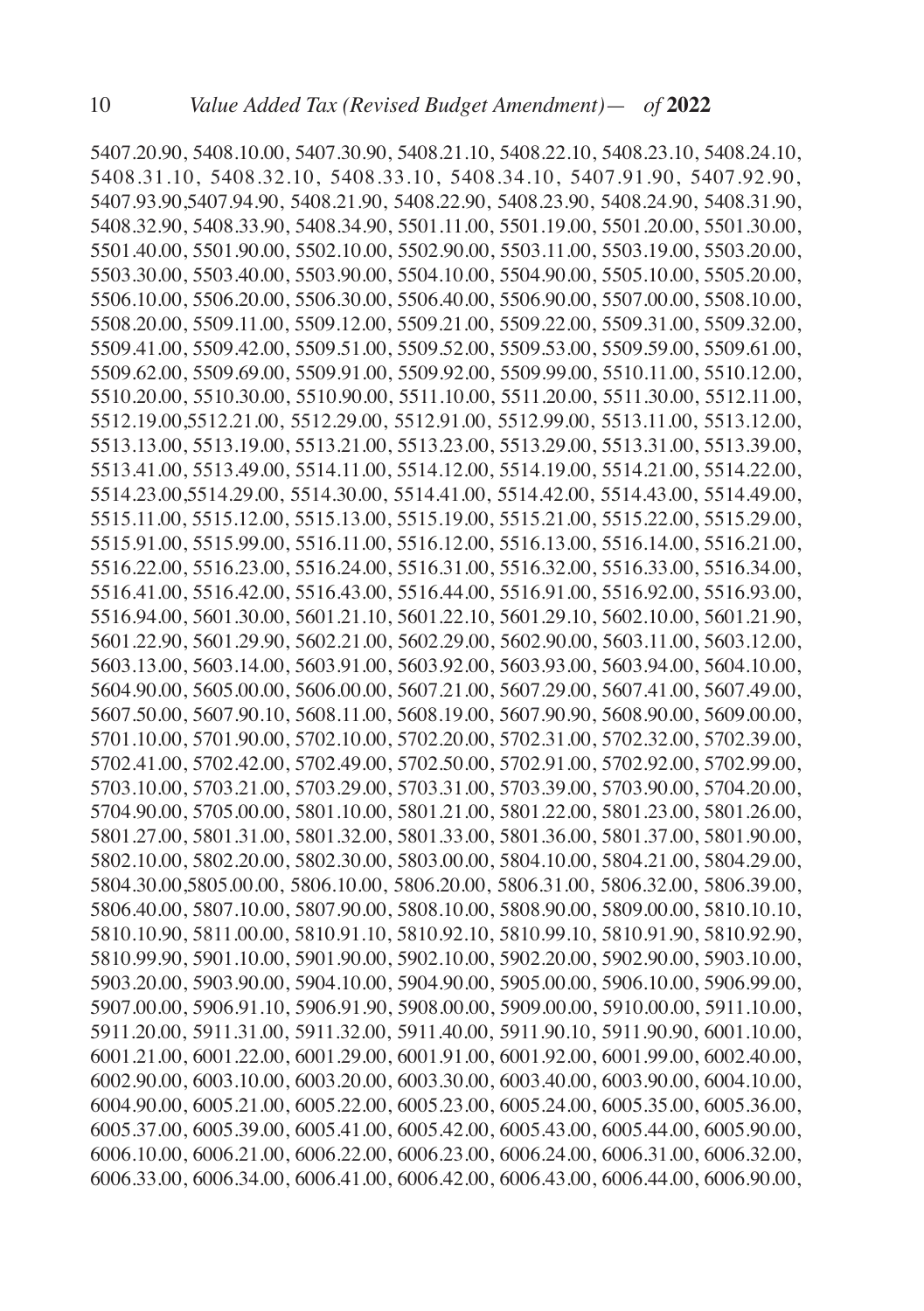5407.20.90, 5408.10.00, 5407.30.90, 5408.21.10, 5408.22.10, 5408.23.10, 5408.24.10, 5408.31.10, 5408.32.10, 5408.33.10, 5408.34.10, 5407.91.90, 5407.92.90, 5407.93.90,5407.94.90, 5408.21.90, 5408.22.90, 5408.23.90, 5408.24.90, 5408.31.90, 5408.32.90, 5408.33.90, 5408.34.90, 5501.11.00, 5501.19.00, 5501.20.00, 5501.30.00, 5501.40.00, 5501.90.00, 5502.10.00, 5502.90.00, 5503.11.00, 5503.19.00, 5503.20.00, 5503.30.00, 5503.40.00, 5503.90.00, 5504.10.00, 5504.90.00, 5505.10.00, 5505.20.00, 5506.10.00, 5506.20.00, 5506.30.00, 5506.40.00, 5506.90.00, 5507.00.00, 5508.10.00, 5508.20.00, 5509.11.00, 5509.12.00, 5509.21.00, 5509.22.00, 5509.31.00, 5509.32.00, 5509.41.00, 5509.42.00, 5509.51.00, 5509.52.00, 5509.53.00, 5509.59.00, 5509.61.00, 5509.62.00, 5509.69.00, 5509.91.00, 5509.92.00, 5509.99.00, 5510.11.00, 5510.12.00, 5510.20.00, 5510.30.00, 5510.90.00, 5511.10.00, 5511.20.00, 5511.30.00, 5512.11.00, 5512.19.00,5512.21.00, 5512.29.00, 5512.91.00, 5512.99.00, 5513.11.00, 5513.12.00, 5513.13.00, 5513.19.00, 5513.21.00, 5513.23.00, 5513.29.00, 5513.31.00, 5513.39.00, 5513.41.00, 5513.49.00, 5514.11.00, 5514.12.00, 5514.19.00, 5514.21.00, 5514.22.00, 5514.23.00,5514.29.00, 5514.30.00, 5514.41.00, 5514.42.00, 5514.43.00, 5514.49.00, 5515.11.00, 5515.12.00, 5515.13.00, 5515.19.00, 5515.21.00, 5515.22.00, 5515.29.00, 5515.91.00, 5515.99.00, 5516.11.00, 5516.12.00, 5516.13.00, 5516.14.00, 5516.21.00, 5516.22.00, 5516.23.00, 5516.24.00, 5516.31.00, 5516.32.00, 5516.33.00, 5516.34.00, 5516.41.00, 5516.42.00, 5516.43.00, 5516.44.00, 5516.91.00, 5516.92.00, 5516.93.00, 5516.94.00, 5601.30.00, 5601.21.10, 5601.22.10, 5601.29.10, 5602.10.00, 5601.21.90, 5601.22.90, 5601.29.90, 5602.21.00, 5602.29.00, 5602.90.00, 5603.11.00, 5603.12.00, 5603.13.00, 5603.14.00, 5603.91.00, 5603.92.00, 5603.93.00, 5603.94.00, 5604.10.00, 5604.90.00, 5605.00.00, 5606.00.00, 5607.21.00, 5607.29.00, 5607.41.00, 5607.49.00, 5607.50.00, 5607.90.10, 5608.11.00, 5608.19.00, 5607.90.90, 5608.90.00, 5609.00.00, 5701.10.00, 5701.90.00, 5702.10.00, 5702.20.00, 5702.31.00, 5702.32.00, 5702.39.00, 5702.41.00, 5702.42.00, 5702.49.00, 5702.50.00, 5702.91.00, 5702.92.00, 5702.99.00, 5703.10.00, 5703.21.00, 5703.29.00, 5703.31.00, 5703.39.00, 5703.90.00, 5704.20.00, 5704.90.00, 5705.00.00, 5801.10.00, 5801.21.00, 5801.22.00, 5801.23.00, 5801.26.00, 5801.27.00, 5801.31.00, 5801.32.00, 5801.33.00, 5801.36.00, 5801.37.00, 5801.90.00, 5802.10.00, 5802.20.00, 5802.30.00, 5803.00.00, 5804.10.00, 5804.21.00, 5804.29.00, 5804.30.00,5805.00.00, 5806.10.00, 5806.20.00, 5806.31.00, 5806.32.00, 5806.39.00, 5806.40.00, 5807.10.00, 5807.90.00, 5808.10.00, 5808.90.00, 5809.00.00, 5810.10.10, 5810.10.90, 5811.00.00, 5810.91.10, 5810.92.10, 5810.99.10, 5810.91.90, 5810.92.90, 5810.99.90, 5901.10.00, 5901.90.00, 5902.10.00, 5902.20.00, 5902.90.00, 5903.10.00, 5903.20.00, 5903.90.00, 5904.10.00, 5904.90.00, 5905.00.00, 5906.10.00, 5906.99.00, 5907.00.00, 5906.91.10, 5906.91.90, 5908.00.00, 5909.00.00, 5910.00.00, 5911.10.00, 5911.20.00, 5911.31.00, 5911.32.00, 5911.40.00, 5911.90.10, 5911.90.90, 6001.10.00, 6001.21.00, 6001.22.00, 6001.29.00, 6001.91.00, 6001.92.00, 6001.99.00, 6002.40.00, 6002.90.00, 6003.10.00, 6003.20.00, 6003.30.00, 6003.40.00, 6003.90.00, 6004.10.00, 6004.90.00, 6005.21.00, 6005.22.00, 6005.23.00, 6005.24.00, 6005.35.00, 6005.36.00, 6005.37.00, 6005.39.00, 6005.41.00, 6005.42.00, 6005.43.00, 6005.44.00, 6005.90.00, 6006.10.00, 6006.21.00, 6006.22.00, 6006.23.00, 6006.24.00, 6006.31.00, 6006.32.00, 6006.33.00, 6006.34.00, 6006.41.00, 6006.42.00, 6006.43.00, 6006.44.00, 6006.90.00,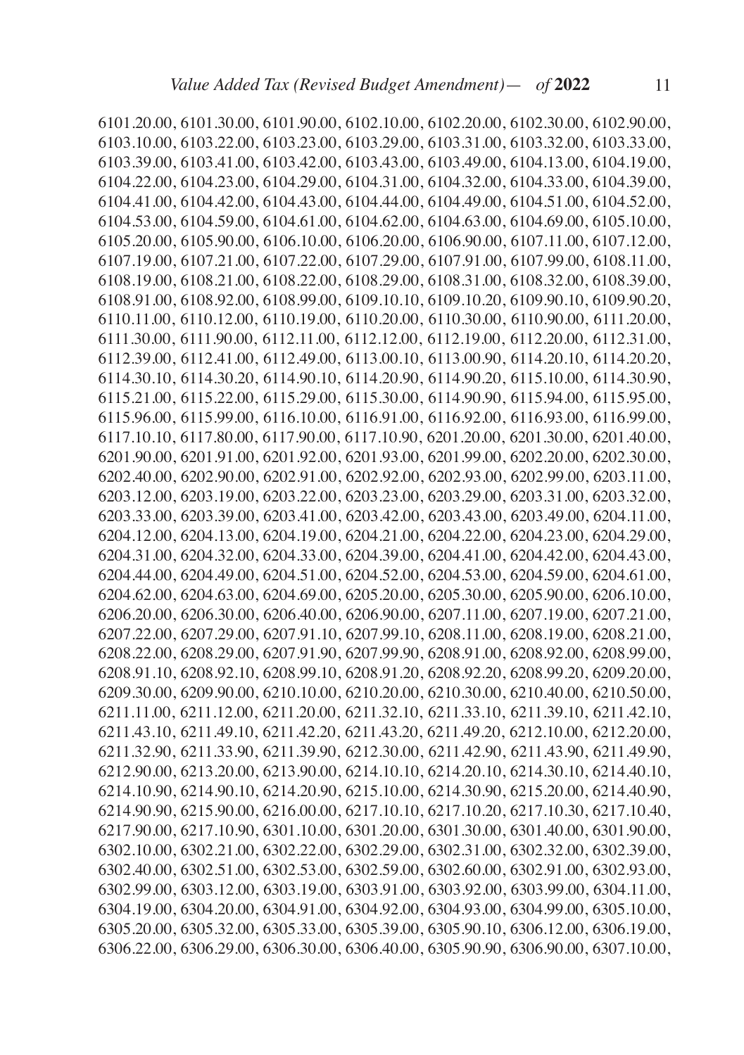6101.20.00, 6101.30.00, 6101.90.00, 6102.10.00, 6102.20.00, 6102.30.00, 6102.90.00, 6103.10.00, 6103.22.00, 6103.23.00, 6103.29.00, 6103.31.00, 6103.32.00, 6103.33.00, 6103.39.00, 6103.41.00, 6103.42.00, 6103.43.00, 6103.49.00, 6104.13.00, 6104.19.00, 6104.22.00, 6104.23.00, 6104.29.00, 6104.31.00, 6104.32.00, 6104.33.00, 6104.39.00, 6104.41.00, 6104.42.00, 6104.43.00, 6104.44.00, 6104.49.00, 6104.51.00, 6104.52.00, 6104.53.00, 6104.59.00, 6104.61.00, 6104.62.00, 6104.63.00, 6104.69.00, 6105.10.00, 6105.20.00, 6105.90.00, 6106.10.00, 6106.20.00, 6106.90.00, 6107.11.00, 6107.12.00, 6107.19.00, 6107.21.00, 6107.22.00, 6107.29.00, 6107.91.00, 6107.99.00, 6108.11.00, 6108.19.00, 6108.21.00, 6108.22.00, 6108.29.00, 6108.31.00, 6108.32.00, 6108.39.00, 6108.91.00, 6108.92.00, 6108.99.00, 6109.10.10, 6109.10.20, 6109.90.10, 6109.90.20, 6110.11.00, 6110.12.00, 6110.19.00, 6110.20.00, 6110.30.00, 6110.90.00, 6111.20.00, 6111.30.00, 6111.90.00, 6112.11.00, 6112.12.00, 6112.19.00, 6112.20.00, 6112.31.00, 6112.39.00, 6112.41.00, 6112.49.00, 6113.00.10, 6113.00.90, 6114.20.10, 6114.20.20, 6114.30.10, 6114.30.20, 6114.90.10, 6114.20.90, 6114.90.20, 6115.10.00, 6114.30.90, 6115.21.00, 6115.22.00, 6115.29.00, 6115.30.00, 6114.90.90, 6115.94.00, 6115.95.00, 6115.96.00, 6115.99.00, 6116.10.00, 6116.91.00, 6116.92.00, 6116.93.00, 6116.99.00, 6117.10.10, 6117.80.00, 6117.90.00, 6117.10.90, 6201.20.00, 6201.30.00, 6201.40.00, 6201.90.00, 6201.91.00, 6201.92.00, 6201.93.00, 6201.99.00, 6202.20.00, 6202.30.00, 6202.40.00, 6202.90.00, 6202.91.00, 6202.92.00, 6202.93.00, 6202.99.00, 6203.11.00, 6203.12.00, 6203.19.00, 6203.22.00, 6203.23.00, 6203.29.00, 6203.31.00, 6203.32.00, 6203.33.00, 6203.39.00, 6203.41.00, 6203.42.00, 6203.43.00, 6203.49.00, 6204.11.00, 6204.12.00, 6204.13.00, 6204.19.00, 6204.21.00, 6204.22.00, 6204.23.00, 6204.29.00, 6204.31.00, 6204.32.00, 6204.33.00, 6204.39.00, 6204.41.00, 6204.42.00, 6204.43.00, 6204.44.00, 6204.49.00, 6204.51.00, 6204.52.00, 6204.53.00, 6204.59.00, 6204.61.00, 6204.62.00, 6204.63.00, 6204.69.00, 6205.20.00, 6205.30.00, 6205.90.00, 6206.10.00, 6206.20.00, 6206.30.00, 6206.40.00, 6206.90.00, 6207.11.00, 6207.19.00, 6207.21.00, 6207.22.00, 6207.29.00, 6207.91.10, 6207.99.10, 6208.11.00, 6208.19.00, 6208.21.00, 6208.22.00, 6208.29.00, 6207.91.90, 6207.99.90, 6208.91.00, 6208.92.00, 6208.99.00, 6208.91.10, 6208.92.10, 6208.99.10, 6208.91.20, 6208.92.20, 6208.99.20, 6209.20.00, 6209.30.00, 6209.90.00, 6210.10.00, 6210.20.00, 6210.30.00, 6210.40.00, 6210.50.00, 6211.11.00, 6211.12.00, 6211.20.00, 6211.32.10, 6211.33.10, 6211.39.10, 6211.42.10, 6211.43.10, 6211.49.10, 6211.42.20, 6211.43.20, 6211.49.20, 6212.10.00, 6212.20.00, 6211.32.90, 6211.33.90, 6211.39.90, 6212.30.00, 6211.42.90, 6211.43.90, 6211.49.90, 6212.90.00, 6213.20.00, 6213.90.00, 6214.10.10, 6214.20.10, 6214.30.10, 6214.40.10, 6214.10.90, 6214.90.10, 6214.20.90, 6215.10.00, 6214.30.90, 6215.20.00, 6214.40.90, 6214.90.90, 6215.90.00, 6216.00.00, 6217.10.10, 6217.10.20, 6217.10.30, 6217.10.40, 6217.90.00, 6217.10.90, 6301.10.00, 6301.20.00, 6301.30.00, 6301.40.00, 6301.90.00, 6302.10.00, 6302.21.00, 6302.22.00, 6302.29.00, 6302.31.00, 6302.32.00, 6302.39.00, 6302.40.00, 6302.51.00, 6302.53.00, 6302.59.00, 6302.60.00, 6302.91.00, 6302.93.00, 6302.99.00, 6303.12.00, 6303.19.00, 6303.91.00, 6303.92.00, 6303.99.00, 6304.11.00, 6304.19.00, 6304.20.00, 6304.91.00, 6304.92.00, 6304.93.00, 6304.99.00, 6305.10.00, 6305.20.00, 6305.32.00, 6305.33.00, 6305.39.00, 6305.90.10, 6306.12.00, 6306.19.00, 6306.22.00, 6306.29.00, 6306.30.00, 6306.40.00, 6305.90.90, 6306.90.00, 6307.10.00,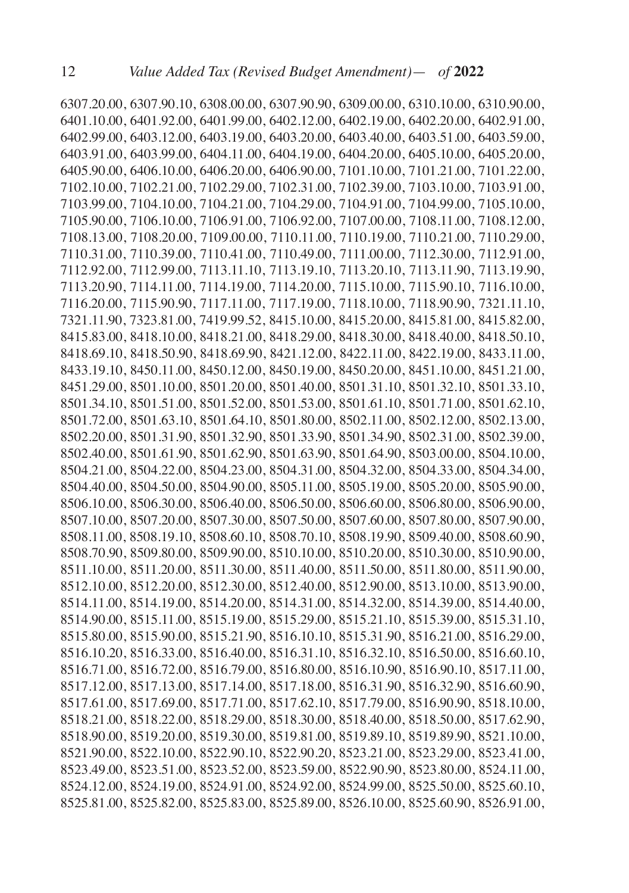6307.20.00, 6307.90.10, 6308.00.00, 6307.90.90, 6309.00.00, 6310.10.00, 6310.90.00, 6401.10.00, 6401.92.00, 6401.99.00, 6402.12.00, 6402.19.00, 6402.20.00, 6402.91.00, 6402.99.00, 6403.12.00, 6403.19.00, 6403.20.00, 6403.40.00, 6403.51.00, 6403.59.00, 6403.91.00, 6403.99.00, 6404.11.00, 6404.19.00, 6404.20.00, 6405.10.00, 6405.20.00, 6405.90.00, 6406.10.00, 6406.20.00, 6406.90.00, 7101.10.00, 7101.21.00, 7101.22.00, 7102.10.00, 7102.21.00, 7102.29.00, 7102.31.00, 7102.39.00, 7103.10.00, 7103.91.00, 7103.99.00, 7104.10.00, 7104.21.00, 7104.29.00, 7104.91.00, 7104.99.00, 7105.10.00, 7105.90.00, 7106.10.00, 7106.91.00, 7106.92.00, 7107.00.00, 7108.11.00, 7108.12.00, 7108.13.00, 7108.20.00, 7109.00.00, 7110.11.00, 7110.19.00, 7110.21.00, 7110.29.00, 7110.31.00, 7110.39.00, 7110.41.00, 7110.49.00, 7111.00.00, 7112.30.00, 7112.91.00, 7112.92.00, 7112.99.00, 7113.11.10, 7113.19.10, 7113.20.10, 7113.11.90, 7113.19.90, 7113.20.90, 7114.11.00, 7114.19.00, 7114.20.00, 7115.10.00, 7115.90.10, 7116.10.00, 7116.20.00, 7115.90.90, 7117.11.00, 7117.19.00, 7118.10.00, 7118.90.90, 7321.11.10, 7321.11.90, 7323.81.00, 7419.99.52, 8415.10.00, 8415.20.00, 8415.81.00, 8415.82.00, 8415.83.00, 8418.10.00, 8418.21.00, 8418.29.00, 8418.30.00, 8418.40.00, 8418.50.10, 8418.69.10, 8418.50.90, 8418.69.90, 8421.12.00, 8422.11.00, 8422.19.00, 8433.11.00, 8433.19.10, 8450.11.00, 8450.12.00, 8450.19.00, 8450.20.00, 8451.10.00, 8451.21.00, 8451.29.00, 8501.10.00, 8501.20.00, 8501.40.00, 8501.31.10, 8501.32.10, 8501.33.10, 8501.34.10, 8501.51.00, 8501.52.00, 8501.53.00, 8501.61.10, 8501.71.00, 8501.62.10, 8501.72.00, 8501.63.10, 8501.64.10, 8501.80.00, 8502.11.00, 8502.12.00, 8502.13.00, 8502.20.00, 8501.31.90, 8501.32.90, 8501.33.90, 8501.34.90, 8502.31.00, 8502.39.00, 8502.40.00, 8501.61.90, 8501.62.90, 8501.63.90, 8501.64.90, 8503.00.00, 8504.10.00, 8504.21.00, 8504.22.00, 8504.23.00, 8504.31.00, 8504.32.00, 8504.33.00, 8504.34.00, 8504.40.00, 8504.50.00, 8504.90.00, 8505.11.00, 8505.19.00, 8505.20.00, 8505.90.00, 8506.10.00, 8506.30.00, 8506.40.00, 8506.50.00, 8506.60.00, 8506.80.00, 8506.90.00, 8507.10.00, 8507.20.00, 8507.30.00, 8507.50.00, 8507.60.00, 8507.80.00, 8507.90.00, 8508.11.00, 8508.19.10, 8508.60.10, 8508.70.10, 8508.19.90, 8509.40.00, 8508.60.90, 8508.70.90, 8509.80.00, 8509.90.00, 8510.10.00, 8510.20.00, 8510.30.00, 8510.90.00, 8511.10.00, 8511.20.00, 8511.30.00, 8511.40.00, 8511.50.00, 8511.80.00, 8511.90.00, 8512.10.00, 8512.20.00, 8512.30.00, 8512.40.00, 8512.90.00, 8513.10.00, 8513.90.00, 8514.11.00, 8514.19.00, 8514.20.00, 8514.31.00, 8514.32.00, 8514.39.00, 8514.40.00, 8514.90.00, 8515.11.00, 8515.19.00, 8515.29.00, 8515.21.10, 8515.39.00, 8515.31.10, 8515.80.00, 8515.90.00, 8515.21.90, 8516.10.10, 8515.31.90, 8516.21.00, 8516.29.00, 8516.10.20, 8516.33.00, 8516.40.00, 8516.31.10, 8516.32.10, 8516.50.00, 8516.60.10, 8516.71.00, 8516.72.00, 8516.79.00, 8516.80.00, 8516.10.90, 8516.90.10, 8517.11.00, 8517.12.00, 8517.13.00, 8517.14.00, 8517.18.00, 8516.31.90, 8516.32.90, 8516.60.90, 8517.61.00, 8517.69.00, 8517.71.00, 8517.62.10, 8517.79.00, 8516.90.90, 8518.10.00, 8518.21.00, 8518.22.00, 8518.29.00, 8518.30.00, 8518.40.00, 8518.50.00, 8517.62.90, 8518.90.00, 8519.20.00, 8519.30.00, 8519.81.00, 8519.89.10, 8519.89.90, 8521.10.00, 8521.90.00, 8522.10.00, 8522.90.10, 8522.90.20, 8523.21.00, 8523.29.00, 8523.41.00, 8523.49.00, 8523.51.00, 8523.52.00, 8523.59.00, 8522.90.90, 8523.80.00, 8524.11.00, 8524.12.00, 8524.19.00, 8524.91.00, 8524.92.00, 8524.99.00, 8525.50.00, 8525.60.10, 8525.81.00, 8525.82.00, 8525.83.00, 8525.89.00, 8526.10.00, 8525.60.90, 8526.91.00,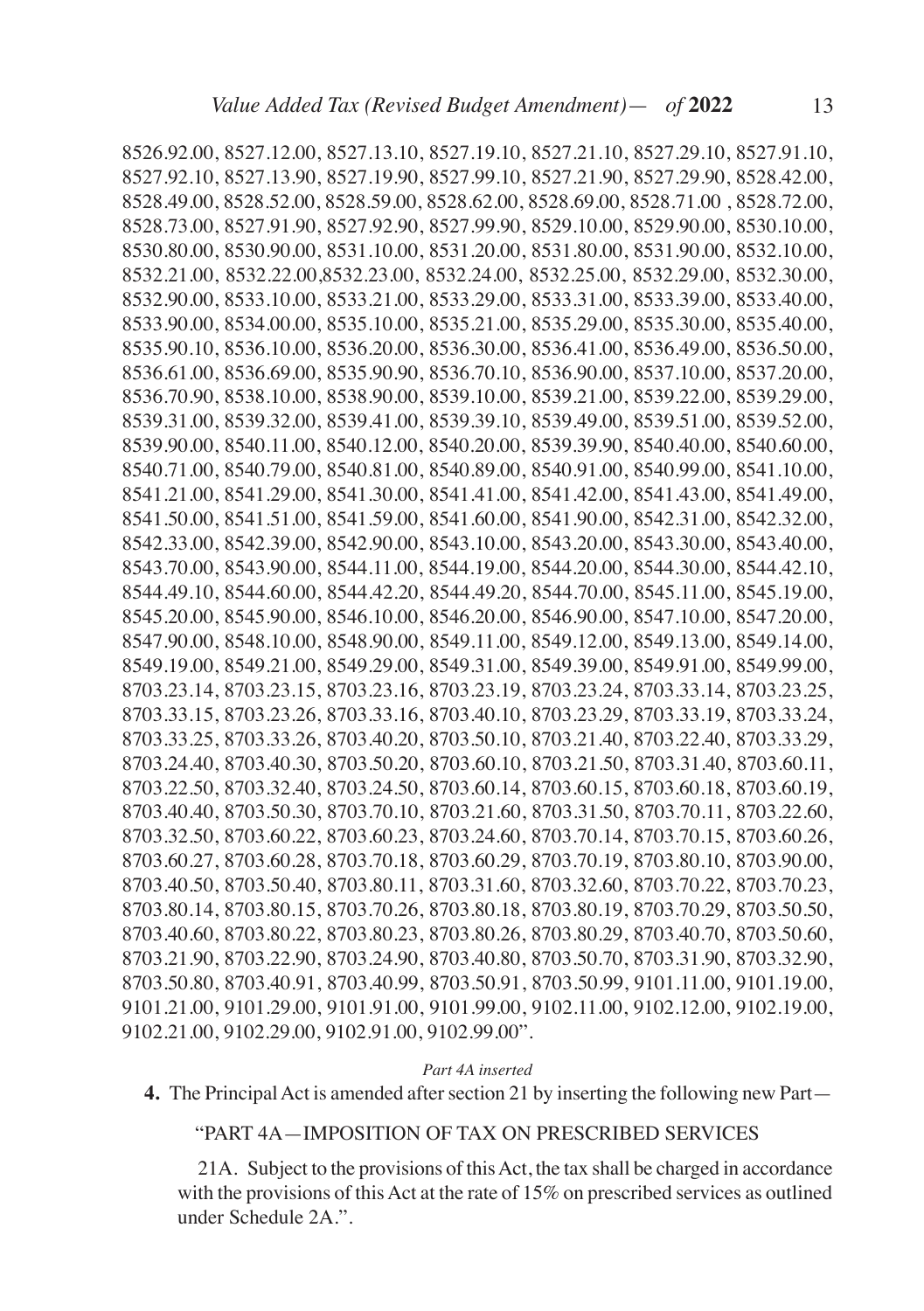8526.92.00, 8527.12.00, 8527.13.10, 8527.19.10, 8527.21.10, 8527.29.10, 8527.91.10, 8527.92.10, 8527.13.90, 8527.19.90, 8527.99.10, 8527.21.90, 8527.29.90, 8528.42.00, 8528.49.00, 8528.52.00, 8528.59.00, 8528.62.00, 8528.69.00, 8528.71.00 , 8528.72.00, 8528.73.00, 8527.91.90, 8527.92.90, 8527.99.90, 8529.10.00, 8529.90.00, 8530.10.00, 8530.80.00, 8530.90.00, 8531.10.00, 8531.20.00, 8531.80.00, 8531.90.00, 8532.10.00, 8532.21.00, 8532.22.00,8532.23.00, 8532.24.00, 8532.25.00, 8532.29.00, 8532.30.00, 8532.90.00, 8533.10.00, 8533.21.00, 8533.29.00, 8533.31.00, 8533.39.00, 8533.40.00, 8533.90.00, 8534.00.00, 8535.10.00, 8535.21.00, 8535.29.00, 8535.30.00, 8535.40.00, 8535.90.10, 8536.10.00, 8536.20.00, 8536.30.00, 8536.41.00, 8536.49.00, 8536.50.00, 8536.61.00, 8536.69.00, 8535.90.90, 8536.70.10, 8536.90.00, 8537.10.00, 8537.20.00, 8536.70.90, 8538.10.00, 8538.90.00, 8539.10.00, 8539.21.00, 8539.22.00, 8539.29.00, 8539.31.00, 8539.32.00, 8539.41.00, 8539.39.10, 8539.49.00, 8539.51.00, 8539.52.00, 8539.90.00, 8540.11.00, 8540.12.00, 8540.20.00, 8539.39.90, 8540.40.00, 8540.60.00, 8540.71.00, 8540.79.00, 8540.81.00, 8540.89.00, 8540.91.00, 8540.99.00, 8541.10.00, 8541.21.00, 8541.29.00, 8541.30.00, 8541.41.00, 8541.42.00, 8541.43.00, 8541.49.00, 8541.50.00, 8541.51.00, 8541.59.00, 8541.60.00, 8541.90.00, 8542.31.00, 8542.32.00, 8542.33.00, 8542.39.00, 8542.90.00, 8543.10.00, 8543.20.00, 8543.30.00, 8543.40.00, 8543.70.00, 8543.90.00, 8544.11.00, 8544.19.00, 8544.20.00, 8544.30.00, 8544.42.10, 8544.49.10, 8544.60.00, 8544.42.20, 8544.49.20, 8544.70.00, 8545.11.00, 8545.19.00, 8545.20.00, 8545.90.00, 8546.10.00, 8546.20.00, 8546.90.00, 8547.10.00, 8547.20.00, 8547.90.00, 8548.10.00, 8548.90.00, 8549.11.00, 8549.12.00, 8549.13.00, 8549.14.00, 8549.19.00, 8549.21.00, 8549.29.00, 8549.31.00, 8549.39.00, 8549.91.00, 8549.99.00, 8703.23.14, 8703.23.15, 8703.23.16, 8703.23.19, 8703.23.24, 8703.33.14, 8703.23.25, 8703.33.15, 8703.23.26, 8703.33.16, 8703.40.10, 8703.23.29, 8703.33.19, 8703.33.24, 8703.33.25, 8703.33.26, 8703.40.20, 8703.50.10, 8703.21.40, 8703.22.40, 8703.33.29, 8703.24.40, 8703.40.30, 8703.50.20, 8703.60.10, 8703.21.50, 8703.31.40, 8703.60.11, 8703.22.50, 8703.32.40, 8703.24.50, 8703.60.14, 8703.60.15, 8703.60.18, 8703.60.19, 8703.40.40, 8703.50.30, 8703.70.10, 8703.21.60, 8703.31.50, 8703.70.11, 8703.22.60, 8703.32.50, 8703.60.22, 8703.60.23, 8703.24.60, 8703.70.14, 8703.70.15, 8703.60.26, 8703.60.27, 8703.60.28, 8703.70.18, 8703.60.29, 8703.70.19, 8703.80.10, 8703.90.00, 8703.40.50, 8703.50.40, 8703.80.11, 8703.31.60, 8703.32.60, 8703.70.22, 8703.70.23, 8703.80.14, 8703.80.15, 8703.70.26, 8703.80.18, 8703.80.19, 8703.70.29, 8703.50.50, 8703.40.60, 8703.80.22, 8703.80.23, 8703.80.26, 8703.80.29, 8703.40.70, 8703.50.60, 8703.21.90, 8703.22.90, 8703.24.90, 8703.40.80, 8703.50.70, 8703.31.90, 8703.32.90, 8703.50.80, 8703.40.91, 8703.40.99, 8703.50.91, 8703.50.99, 9101.11.00, 9101.19.00, 9101.21.00, 9101.29.00, 9101.91.00, 9101.99.00, 9102.11.00, 9102.12.00, 9102.19.00, 9102.21.00, 9102.29.00, 9102.91.00, 9102.99.00".

*Part 4A inserted*

**4.** The Principal Act is amended after section 21 by inserting the following new Part—

"PART 4A—IMPOSITION OF TAX ON PRESCRIBED SERVICES

21A. Subject to the provisions of this Act, the tax shall be charged in accordance with the provisions of this Act at the rate of 15% on prescribed services as outlined under Schedule 2A.".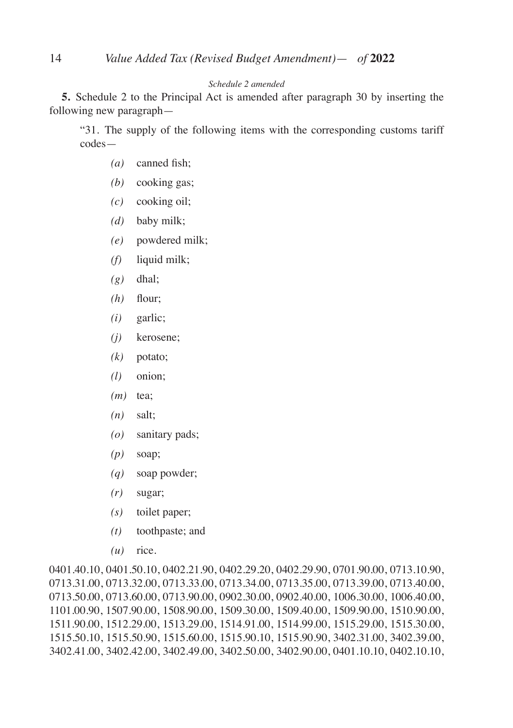*Schedule 2 amended*

**5.** Schedule 2 to the Principal Act is amended after paragraph 30 by inserting the following new paragraph—

"31. The supply of the following items with the corresponding customs tariff codes—

- *(a)* canned fish;
- *(b)* cooking gas;
- *(c)* cooking oil;
- *(d)* baby milk;
- *(e)* powdered milk;
- *(f)* liquid milk;
- *(g)* dhal;
- *(h)* flour;
- *(i)* garlic;
- *(j)* kerosene;
- *(k)* potato;
- *(l)* onion;
- *(m)* tea;
- *(n)* salt;
- *(o)* sanitary pads;
- *(p)* soap;
- *(q)* soap powder;
- *(r)* sugar;
- *(s)* toilet paper;
- *(t)* toothpaste; and
- *(u)* rice.

0401.40.10, 0401.50.10, 0402.21.90, 0402.29.20, 0402.29.90, 0701.90.00, 0713.10.90, 0713.31.00, 0713.32.00, 0713.33.00, 0713.34.00, 0713.35.00, 0713.39.00, 0713.40.00, 0713.50.00, 0713.60.00, 0713.90.00, 0902.30.00, 0902.40.00, 1006.30.00, 1006.40.00, 1101.00.90, 1507.90.00, 1508.90.00, 1509.30.00, 1509.40.00, 1509.90.00, 1510.90.00, 1511.90.00, 1512.29.00, 1513.29.00, 1514.91.00, 1514.99.00, 1515.29.00, 1515.30.00, 1515.50.10, 1515.50.90, 1515.60.00, 1515.90.10, 1515.90.90, 3402.31.00, 3402.39.00, 3402.41.00, 3402.42.00, 3402.49.00, 3402.50.00, 3402.90.00, 0401.10.10, 0402.10.10,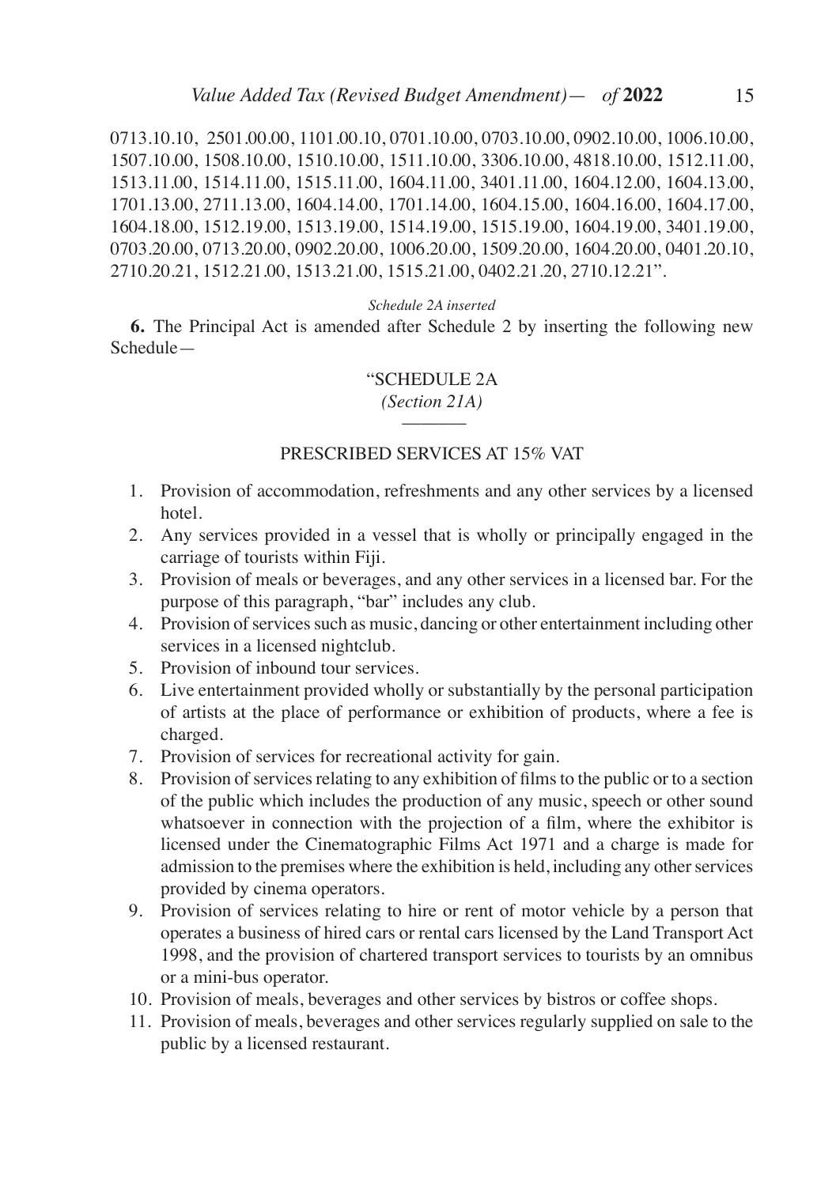0713.10.10, 2501.00.00, 1101.00.10, 0701.10.00, 0703.10.00, 0902.10.00, 1006.10.00, 1507.10.00, 1508.10.00, 1510.10.00, 1511.10.00, 3306.10.00, 4818.10.00, 1512.11.00, 1513.11.00, 1514.11.00, 1515.11.00, 1604.11.00, 3401.11.00, 1604.12.00, 1604.13.00, 1701.13.00, 2711.13.00, 1604.14.00, 1701.14.00, 1604.15.00, 1604.16.00, 1604.17.00, 1604.18.00, 1512.19.00, 1513.19.00, 1514.19.00, 1515.19.00, 1604.19.00, 3401.19.00, 0703.20.00, 0713.20.00, 0902.20.00, 1006.20.00, 1509.20.00, 1604.20.00, 0401.20.10, 2710.20.21, 1512.21.00, 1513.21.00, 1515.21.00, 0402.21.20, 2710.12.21".

*Schedule 2A inserted*

**6.** The Principal Act is amended after Schedule 2 by inserting the following new Schedule—

"SCHEDULE 2A

*(Section 21A)*

PRESCRIBED SERVICES AT 15% VAT

1. Provision of accommodation, refreshments and any other services by a licensed hotel.
2. Any services provided in a vessel that is wholly or principally engaged in the carriage of tourists within Fiji.
3. Provision of meals or beverages, and any other services in a licensed bar. For the purpose of this paragraph, "bar" includes any club.
4. Provision of services such as music, dancing or other entertainment including other services in a licensed nightclub.
5. Provision of inbound tour services.
6. Live entertainment provided wholly or substantially by the personal participation of artists at the place of performance or exhibition of products, where a fee is charged.
7. Provision of services for recreational activity for gain.
8. Provision of services relating to any exhibition of films to the public or to a section of the public which includes the production of any music, speech or other sound whatsoever in connection with the projection of a film, where the exhibitor is licensed under the Cinematographic Films Act 1971 and a charge is made for admission to the premises where the exhibition is held, including any other services provided by cinema operators.
9. Provision of services relating to hire or rent of motor vehicle by a person that operates a business of hired cars or rental cars licensed by the Land Transport Act 1998, and the provision of chartered transport services to tourists by an omnibus or a mini-bus operator.
10. Provision of meals, beverages and other services by bistros or coffee shops.
11. Provision of meals, beverages and other services regularly supplied on sale to the public by a licensed restaurant.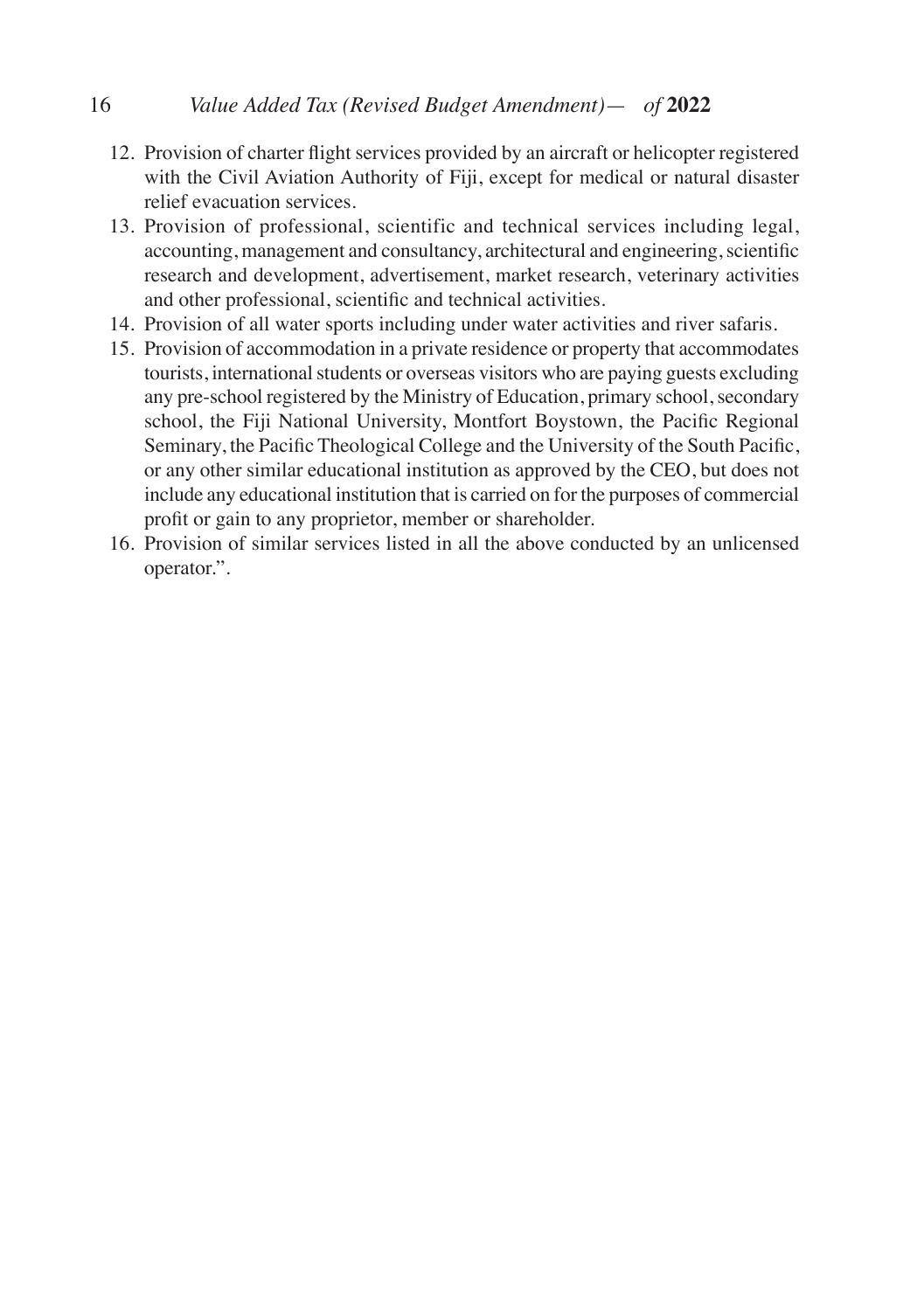12. Provision of charter flight services provided by an aircraft or helicopter registered with the Civil Aviation Authority of Fiji, except for medical or natural disaster relief evacuation services.
13. Provision of professional, scientific and technical services including legal, accounting, management and consultancy, architectural and engineering, scientific research and development, advertisement, market research, veterinary activities and other professional, scientific and technical activities.
14. Provision of all water sports including under water activities and river safaris.
15. Provision of accommodation in a private residence or property that accommodates tourists, international students or overseas visitors who are paying guests excluding any pre-school registered by the Ministry of Education, primary school, secondary school, the Fiji National University, Montfort Boystown, the Pacific Regional Seminary, the Pacific Theological College and the University of the South Pacific, or any other similar educational institution as approved by the CEO, but does not include any educational institution that is carried on for the purposes of commercial profit or gain to any proprietor, member or shareholder.
16. Provision of similar services listed in all the above conducted by an unlicensed operator.".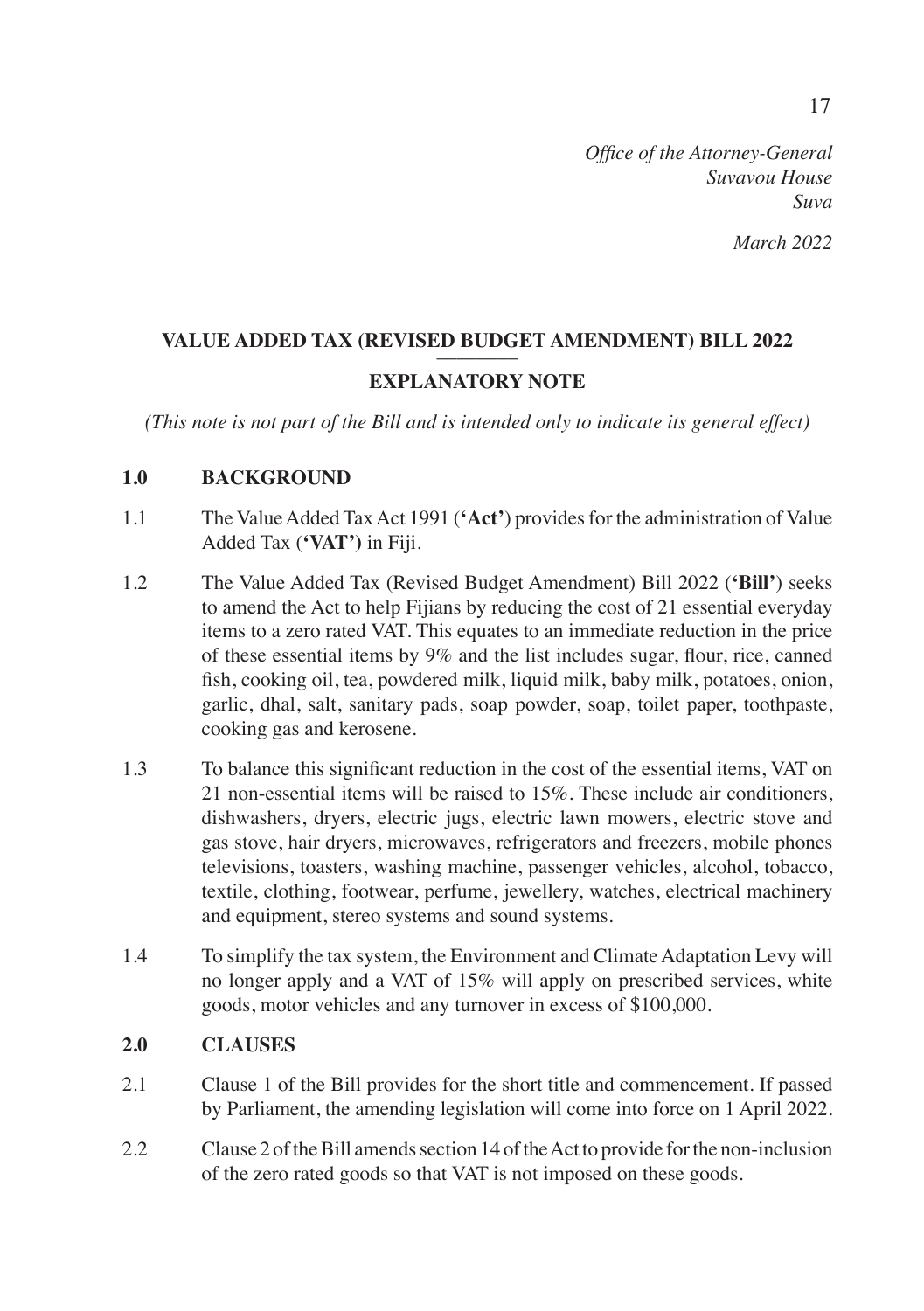*Office of the Attorney-General*
*Suvavou House*
*Suva*

*March 2022*

## VALUE ADDED TAX (REVISED BUDGET AMENDMENT) BILL 2022

## EXPLANATORY NOTE

*(This note is not part of the Bill and is intended only to indicate its general effect)*

### 1.0 BACKGROUND

1.1 The Value Added Tax Act 1991 (**'Act'**) provides for the administration of Value Added Tax (**'VAT')** in Fiji.

1.2 The Value Added Tax (Revised Budget Amendment) Bill 2022 (**'Bill'**) seeks to amend the Act to help Fijians by reducing the cost of 21 essential everyday items to a zero rated VAT. This equates to an immediate reduction in the price of these essential items by 9% and the list includes sugar, flour, rice, canned fish, cooking oil, tea, powdered milk, liquid milk, baby milk, potatoes, onion, garlic, dhal, salt, sanitary pads, soap powder, soap, toilet paper, toothpaste, cooking gas and kerosene.

1.3 To balance this significant reduction in the cost of the essential items, VAT on 21 non-essential items will be raised to 15%. These include air conditioners, dishwashers, dryers, electric jugs, electric lawn mowers, electric stove and gas stove, hair dryers, microwaves, refrigerators and freezers, mobile phones televisions, toasters, washing machine, passenger vehicles, alcohol, tobacco, textile, clothing, footwear, perfume, jewellery, watches, electrical machinery and equipment, stereo systems and sound systems.

1.4 To simplify the tax system, the Environment and Climate Adaptation Levy will no longer apply and a VAT of 15% will apply on prescribed services, white goods, motor vehicles and any turnover in excess of $100,000.

### 2.0 CLAUSES

2.1 Clause 1 of the Bill provides for the short title and commencement. If passed by Parliament, the amending legislation will come into force on 1 April 2022.

2.2 Clause 2 of the Bill amends section 14 of the Act to provide for the non-inclusion of the zero rated goods so that VAT is not imposed on these goods.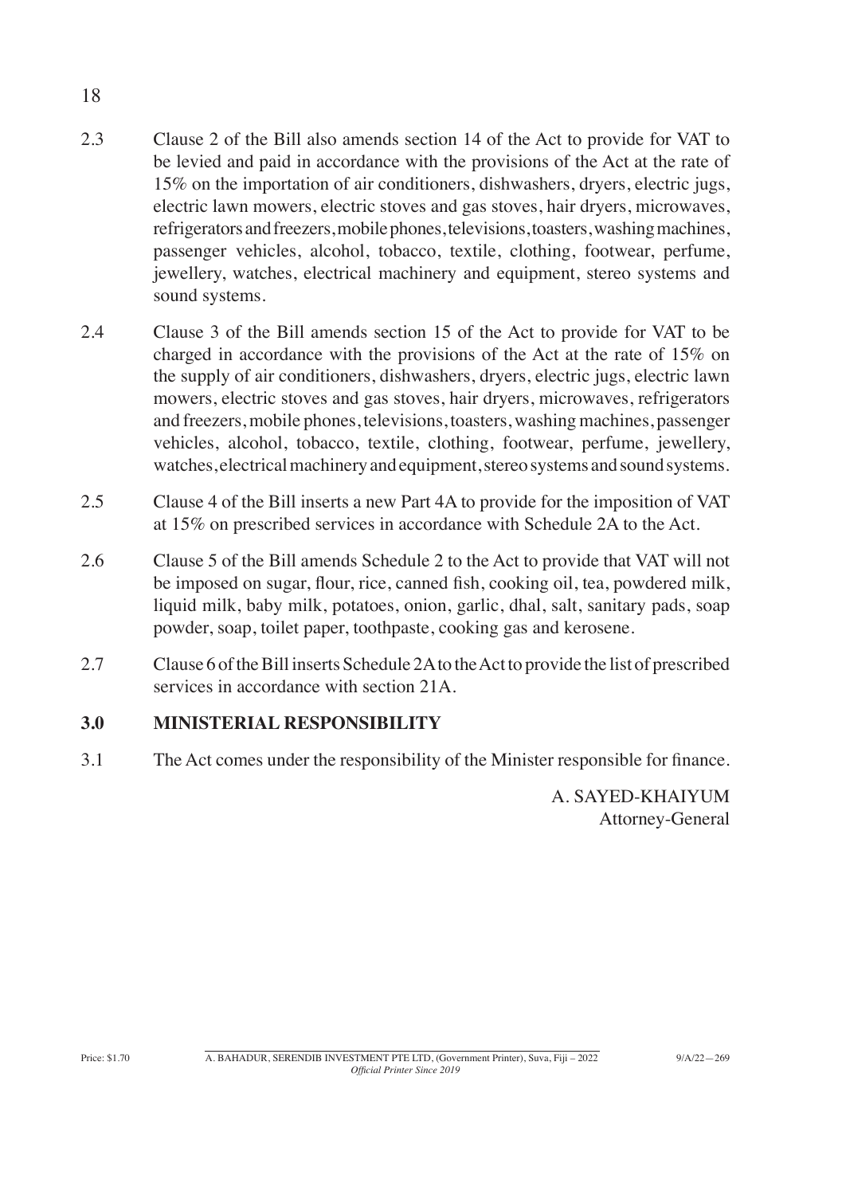2.3 Clause 2 of the Bill also amends section 14 of the Act to provide for VAT to be levied and paid in accordance with the provisions of the Act at the rate of 15% on the importation of air conditioners, dishwashers, dryers, electric jugs, electric lawn mowers, electric stoves and gas stoves, hair dryers, microwaves, refrigerators and freezers, mobile phones, televisions, toasters, washing machines, passenger vehicles, alcohol, tobacco, textile, clothing, footwear, perfume, jewellery, watches, electrical machinery and equipment, stereo systems and sound systems.

2.4 Clause 3 of the Bill amends section 15 of the Act to provide for VAT to be charged in accordance with the provisions of the Act at the rate of 15% on the supply of air conditioners, dishwashers, dryers, electric jugs, electric lawn mowers, electric stoves and gas stoves, hair dryers, microwaves, refrigerators and freezers, mobile phones, televisions, toasters, washing machines, passenger vehicles, alcohol, tobacco, textile, clothing, footwear, perfume, jewellery, watches, electrical machinery and equipment, stereo systems and sound systems.

2.5 Clause 4 of the Bill inserts a new Part 4A to provide for the imposition of VAT at 15% on prescribed services in accordance with Schedule 2A to the Act.

2.6 Clause 5 of the Bill amends Schedule 2 to the Act to provide that VAT will not be imposed on sugar, flour, rice, canned fish, cooking oil, tea, powdered milk, liquid milk, baby milk, potatoes, onion, garlic, dhal, salt, sanitary pads, soap powder, soap, toilet paper, toothpaste, cooking gas and kerosene.

2.7 Clause 6 of the Bill inserts Schedule 2A to the Act to provide the list of prescribed services in accordance with section 21A.

## 3.0 MINISTERIAL RESPONSIBILITY

3.1 The Act comes under the responsibility of the Minister responsible for finance.

A. SAYED-KHAIYUM
Attorney-General

Price: $1.70

A. BAHADUR, SERENDIB INVESTMENT PTE LTD, (Government Printer), Suva, Fiji – 2022
*Official Printer Since 2019*

9/A/22—269